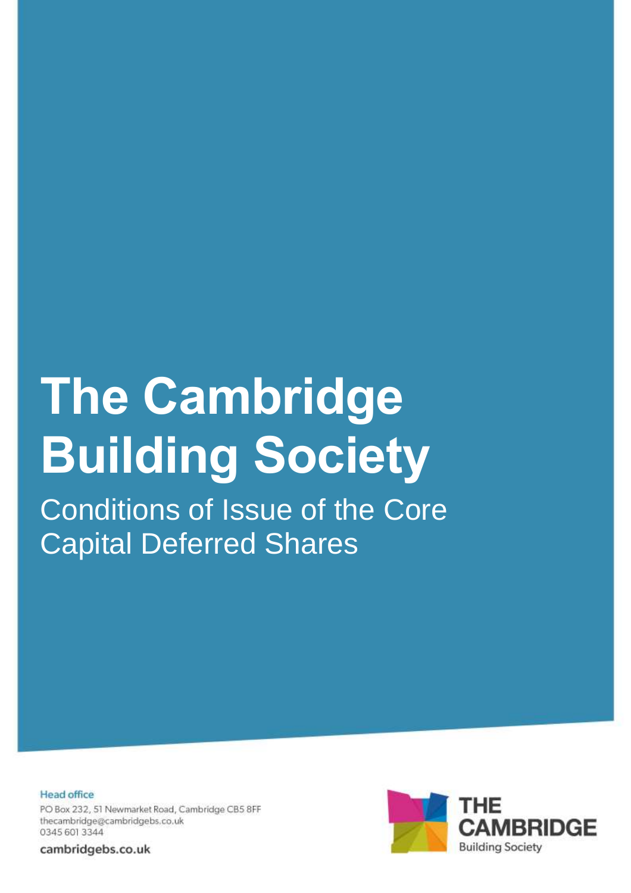# The Cambridge Building Society

## Conditions of Issue of the Core Capital Deferred Shares

**Head office**

PO Box 232, 51 Newmarket Road, Cambridge CB5 8FF
thecambridge@cambridgebs.co.uk
0345 601 3344

**cambridgebs.co.uk**

THE CAMBRIDGE
Building Society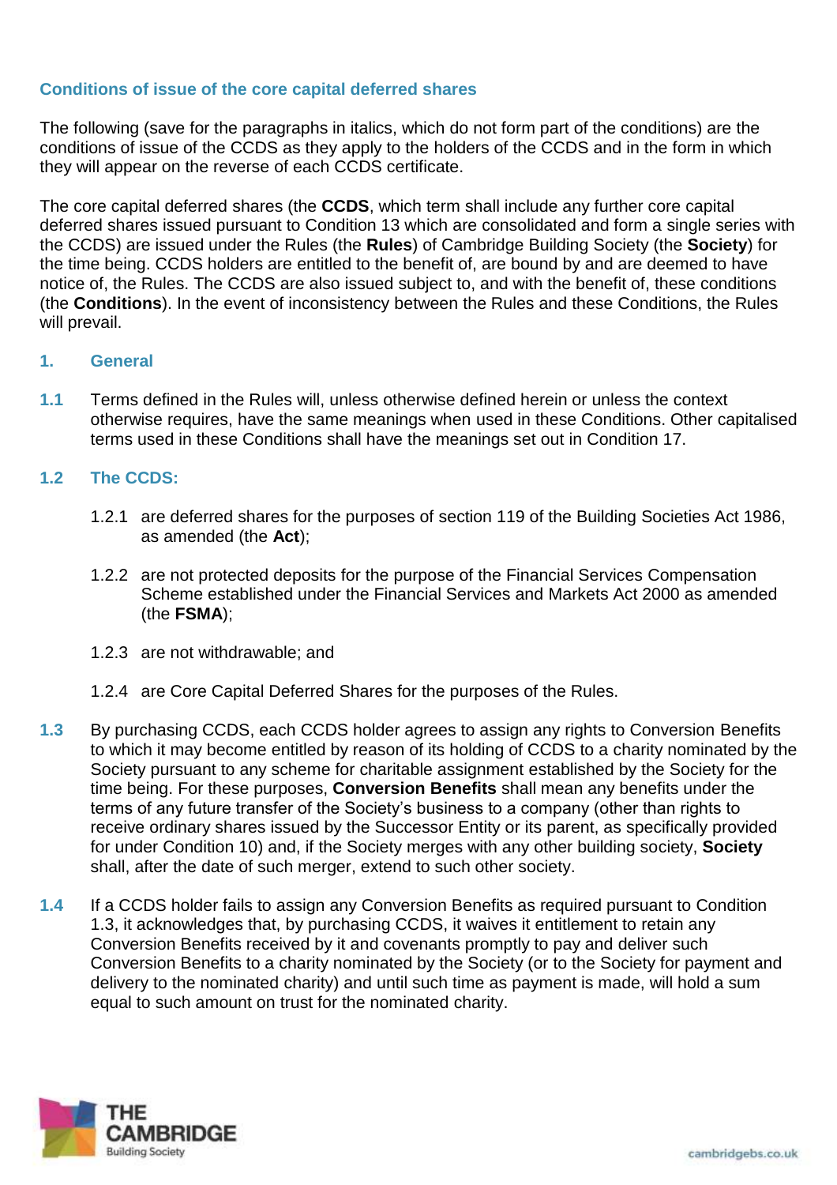## Conditions of issue of the core capital deferred shares

The following (save for the paragraphs in italics, which do not form part of the conditions) are the conditions of issue of the CCDS as they apply to the holders of the CCDS and in the form in which they will appear on the reverse of each CCDS certificate.

The core capital deferred shares (the **CCDS**, which term shall include any further core capital deferred shares issued pursuant to Condition 13 which are consolidated and form a single series with the CCDS) are issued under the Rules (the **Rules**) of Cambridge Building Society (the **Society**) for the time being. CCDS holders are entitled to the benefit of, are bound by and are deemed to have notice of, the Rules. The CCDS are also issued subject to, and with the benefit of, these conditions (the **Conditions**). In the event of inconsistency between the Rules and these Conditions, the Rules will prevail.

### 1. General

**1.1** Terms defined in the Rules will, unless otherwise defined herein or unless the context otherwise requires, have the same meanings when used in these Conditions. Other capitalised terms used in these Conditions shall have the meanings set out in Condition 17.

**1.2 The CCDS:**

1.2.1 are deferred shares for the purposes of section 119 of the Building Societies Act 1986, as amended (the **Act**);

1.2.2 are not protected deposits for the purpose of the Financial Services Compensation Scheme established under the Financial Services and Markets Act 2000 as amended (the **FSMA**);

1.2.3 are not withdrawable; and

1.2.4 are Core Capital Deferred Shares for the purposes of the Rules.

**1.3** By purchasing CCDS, each CCDS holder agrees to assign any rights to Conversion Benefits to which it may become entitled by reason of its holding of CCDS to a charity nominated by the Society pursuant to any scheme for charitable assignment established by the Society for the time being. For these purposes, **Conversion Benefits** shall mean any benefits under the terms of any future transfer of the Society's business to a company (other than rights to receive ordinary shares issued by the Successor Entity or its parent, as specifically provided for under Condition 10) and, if the Society merges with any other building society, **Society** shall, after the date of such merger, extend to such other society.

**1.4** If a CCDS holder fails to assign any Conversion Benefits as required pursuant to Condition 1.3, it acknowledges that, by purchasing CCDS, it waives it entitlement to retain any Conversion Benefits received by it and covenants promptly to pay and deliver such Conversion Benefits to a charity nominated by the Society (or to the Society for payment and delivery to the nominated charity) and until such time as payment is made, will hold a sum equal to such amount on trust for the nominated charity.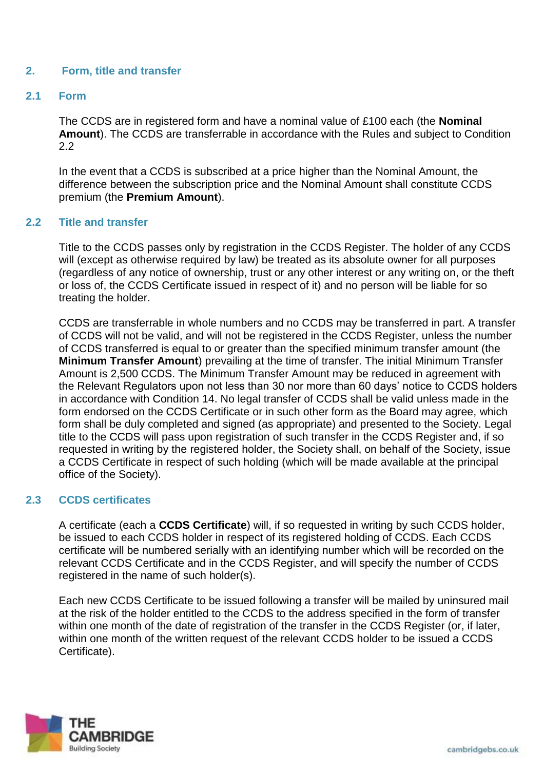## 2. Form, title and transfer

### 2.1 Form

The CCDS are in registered form and have a nominal value of £100 each (the **Nominal Amount**). The CCDS are transferrable in accordance with the Rules and subject to Condition 2.2

In the event that a CCDS is subscribed at a price higher than the Nominal Amount, the difference between the subscription price and the Nominal Amount shall constitute CCDS premium (the **Premium Amount**).

### 2.2 Title and transfer

Title to the CCDS passes only by registration in the CCDS Register. The holder of any CCDS will (except as otherwise required by law) be treated as its absolute owner for all purposes (regardless of any notice of ownership, trust or any other interest or any writing on, or the theft or loss of, the CCDS Certificate issued in respect of it) and no person will be liable for so treating the holder.

CCDS are transferrable in whole numbers and no CCDS may be transferred in part. A transfer of CCDS will not be valid, and will not be registered in the CCDS Register, unless the number of CCDS transferred is equal to or greater than the specified minimum transfer amount (the **Minimum Transfer Amount**) prevailing at the time of transfer. The initial Minimum Transfer Amount is 2,500 CCDS. The Minimum Transfer Amount may be reduced in agreement with the Relevant Regulators upon not less than 30 nor more than 60 days' notice to CCDS holders in accordance with Condition 14. No legal transfer of CCDS shall be valid unless made in the form endorsed on the CCDS Certificate or in such other form as the Board may agree, which form shall be duly completed and signed (as appropriate) and presented to the Society. Legal title to the CCDS will pass upon registration of such transfer in the CCDS Register and, if so requested in writing by the registered holder, the Society shall, on behalf of the Society, issue a CCDS Certificate in respect of such holding (which will be made available at the principal office of the Society).

### 2.3 CCDS certificates

A certificate (each a **CCDS Certificate**) will, if so requested in writing by such CCDS holder, be issued to each CCDS holder in respect of its registered holding of CCDS. Each CCDS certificate will be numbered serially with an identifying number which will be recorded on the relevant CCDS Certificate and in the CCDS Register, and will specify the number of CCDS registered in the name of such holder(s).

Each new CCDS Certificate to be issued following a transfer will be mailed by uninsured mail at the risk of the holder entitled to the CCDS to the address specified in the form of transfer within one month of the date of registration of the transfer in the CCDS Register (or, if later, within one month of the written request of the relevant CCDS holder to be issued a CCDS Certificate).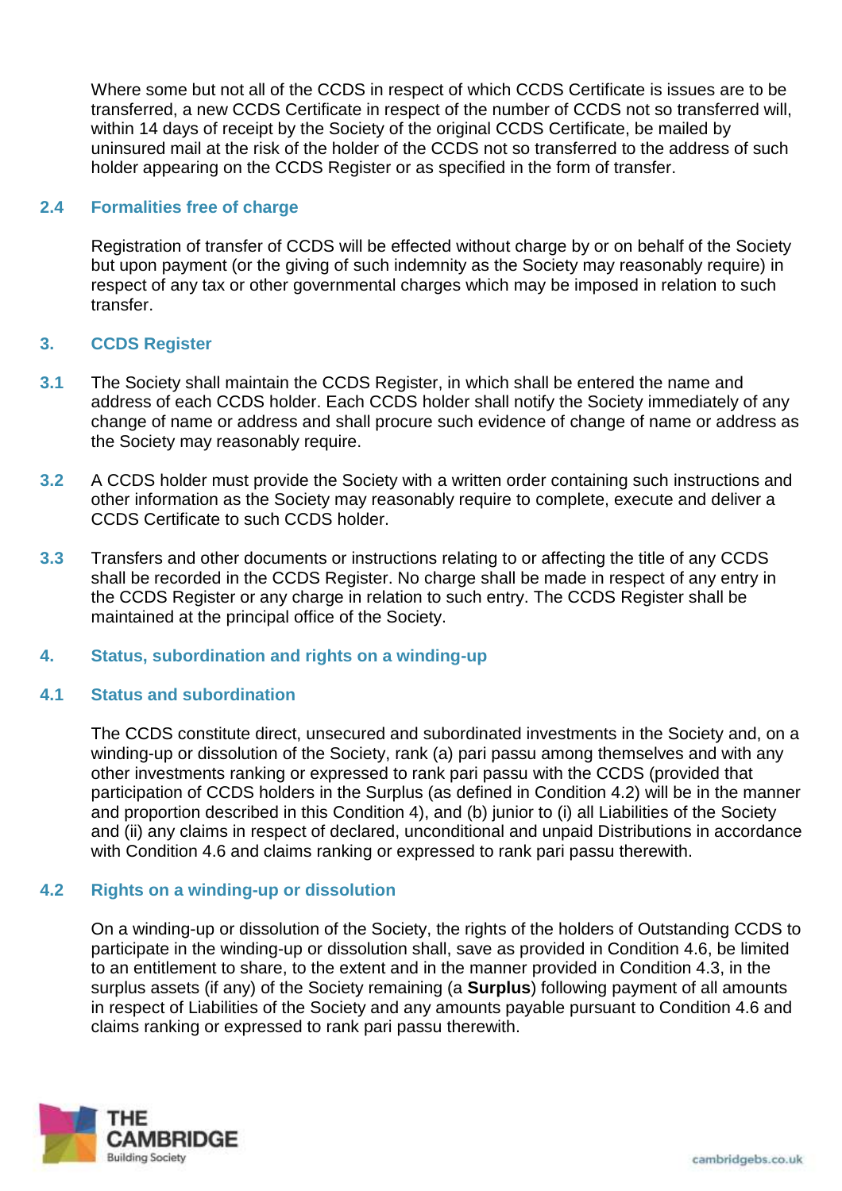Where some but not all of the CCDS in respect of which CCDS Certificate is issues are to be transferred, a new CCDS Certificate in respect of the number of CCDS not so transferred will, within 14 days of receipt by the Society of the original CCDS Certificate, be mailed by uninsured mail at the risk of the holder of the CCDS not so transferred to the address of such holder appearing on the CCDS Register or as specified in the form of transfer.

### 2.4 Formalities free of charge

Registration of transfer of CCDS will be effected without charge by or on behalf of the Society but upon payment (or the giving of such indemnity as the Society may reasonably require) in respect of any tax or other governmental charges which may be imposed in relation to such transfer.

## 3. CCDS Register

**3.1** The Society shall maintain the CCDS Register, in which shall be entered the name and address of each CCDS holder. Each CCDS holder shall notify the Society immediately of any change of name or address and shall procure such evidence of change of name or address as the Society may reasonably require.

**3.2** A CCDS holder must provide the Society with a written order containing such instructions and other information as the Society may reasonably require to complete, execute and deliver a CCDS Certificate to such CCDS holder.

**3.3** Transfers and other documents or instructions relating to or affecting the title of any CCDS shall be recorded in the CCDS Register. No charge shall be made in respect of any entry in the CCDS Register or any charge in relation to such entry. The CCDS Register shall be maintained at the principal office of the Society.

## 4. Status, subordination and rights on a winding-up

### 4.1 Status and subordination

The CCDS constitute direct, unsecured and subordinated investments in the Society and, on a winding-up or dissolution of the Society, rank (a) pari passu among themselves and with any other investments ranking or expressed to rank pari passu with the CCDS (provided that participation of CCDS holders in the Surplus (as defined in Condition 4.2) will be in the manner and proportion described in this Condition 4), and (b) junior to (i) all Liabilities of the Society and (ii) any claims in respect of declared, unconditional and unpaid Distributions in accordance with Condition 4.6 and claims ranking or expressed to rank pari passu therewith.

### 4.2 Rights on a winding-up or dissolution

On a winding-up or dissolution of the Society, the rights of the holders of Outstanding CCDS to participate in the winding-up or dissolution shall, save as provided in Condition 4.6, be limited to an entitlement to share, to the extent and in the manner provided in Condition 4.3, in the surplus assets (if any) of the Society remaining (a **Surplus**) following payment of all amounts in respect of Liabilities of the Society and any amounts payable pursuant to Condition 4.6 and claims ranking or expressed to rank pari passu therewith.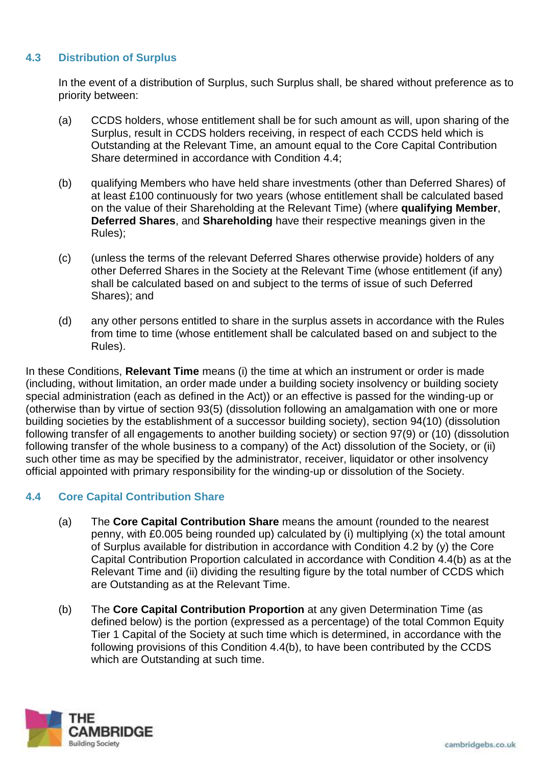### 4.3 Distribution of Surplus

In the event of a distribution of Surplus, such Surplus shall, be shared without preference as to priority between:

(a) CCDS holders, whose entitlement shall be for such amount as will, upon sharing of the Surplus, result in CCDS holders receiving, in respect of each CCDS held which is Outstanding at the Relevant Time, an amount equal to the Core Capital Contribution Share determined in accordance with Condition 4.4;

(b) qualifying Members who have held share investments (other than Deferred Shares) of at least £100 continuously for two years (whose entitlement shall be calculated based on the value of their Shareholding at the Relevant Time) (where **qualifying Member**, **Deferred Shares**, and **Shareholding** have their respective meanings given in the Rules);

(c) (unless the terms of the relevant Deferred Shares otherwise provide) holders of any other Deferred Shares in the Society at the Relevant Time (whose entitlement (if any) shall be calculated based on and subject to the terms of issue of such Deferred Shares); and

(d) any other persons entitled to share in the surplus assets in accordance with the Rules from time to time (whose entitlement shall be calculated based on and subject to the Rules).

In these Conditions, **Relevant Time** means (i) the time at which an instrument or order is made (including, without limitation, an order made under a building society insolvency or building society special administration (each as defined in the Act)) or an effective is passed for the winding-up or (otherwise than by virtue of section 93(5) (dissolution following an amalgamation with one or more building societies by the establishment of a successor building society), section 94(10) (dissolution following transfer of all engagements to another building society) or section 97(9) or (10) (dissolution following transfer of the whole business to a company) of the Act) dissolution of the Society, or (ii) such other time as may be specified by the administrator, receiver, liquidator or other insolvency official appointed with primary responsibility for the winding-up or dissolution of the Society.

### 4.4 Core Capital Contribution Share

(a) The **Core Capital Contribution Share** means the amount (rounded to the nearest penny, with £0.005 being rounded up) calculated by (i) multiplying (x) the total amount of Surplus available for distribution in accordance with Condition 4.2 by (y) the Core Capital Contribution Proportion calculated in accordance with Condition 4.4(b) as at the Relevant Time and (ii) dividing the resulting figure by the total number of CCDS which are Outstanding as at the Relevant Time.

(b) The **Core Capital Contribution Proportion** at any given Determination Time (as defined below) is the portion (expressed as a percentage) of the total Common Equity Tier 1 Capital of the Society at such time which is determined, in accordance with the following provisions of this Condition 4.4(b), to have been contributed by the CCDS which are Outstanding at such time.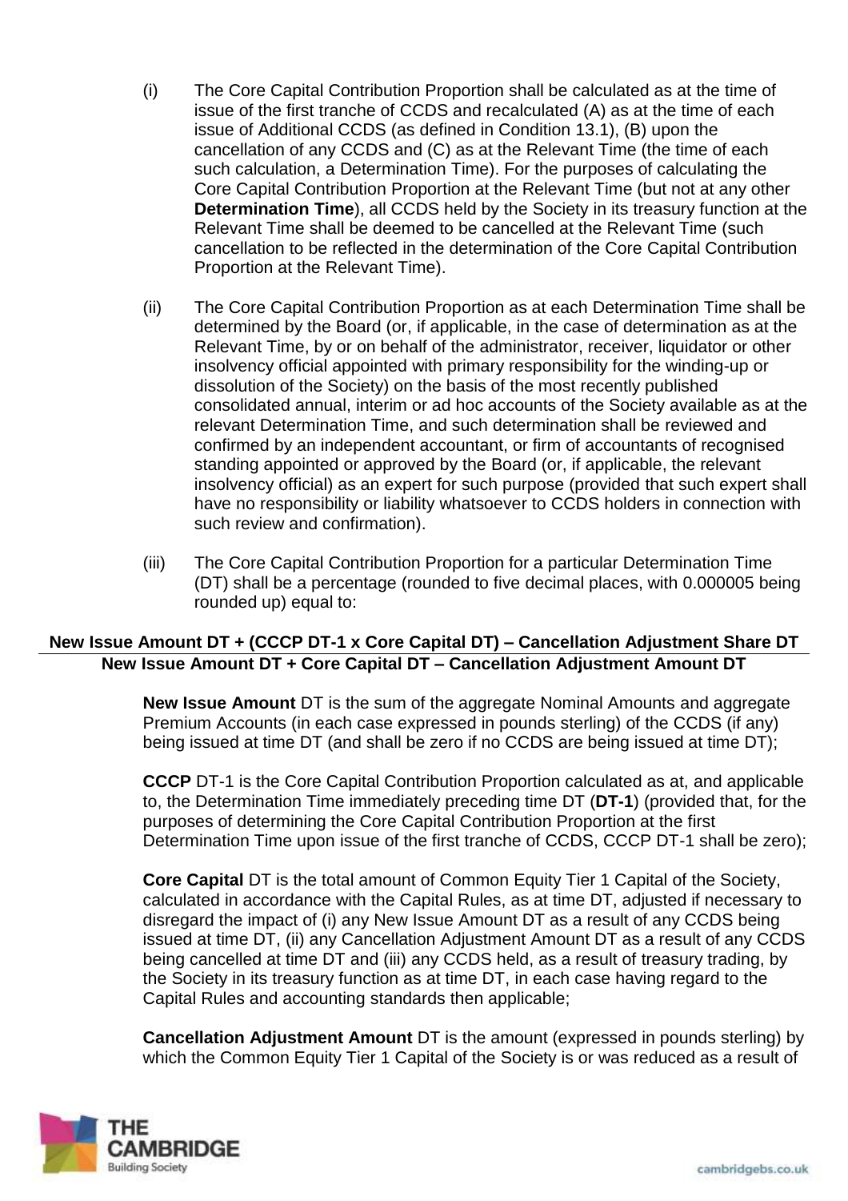(i) The Core Capital Contribution Proportion shall be calculated as at the time of issue of the first tranche of CCDS and recalculated (A) as at the time of each issue of Additional CCDS (as defined in Condition 13.1), (B) upon the cancellation of any CCDS and (C) as at the Relevant Time (the time of each such calculation, a Determination Time). For the purposes of calculating the Core Capital Contribution Proportion at the Relevant Time (but not at any other **Determination Time**), all CCDS held by the Society in its treasury function at the Relevant Time shall be deemed to be cancelled at the Relevant Time (such cancellation to be reflected in the determination of the Core Capital Contribution Proportion at the Relevant Time).

(ii) The Core Capital Contribution Proportion as at each Determination Time shall be determined by the Board (or, if applicable, in the case of determination as at the Relevant Time, by or on behalf of the administrator, receiver, liquidator or other insolvency official appointed with primary responsibility for the winding-up or dissolution of the Society) on the basis of the most recently published consolidated annual, interim or ad hoc accounts of the Society available as at the relevant Determination Time, and such determination shall be reviewed and confirmed by an independent accountant, or firm of accountants of recognised standing appointed or approved by the Board (or, if applicable, the relevant insolvency official) as an expert for such purpose (provided that such expert shall have no responsibility or liability whatsoever to CCDS holders in connection with such review and confirmation).

(iii) The Core Capital Contribution Proportion for a particular Determination Time (DT) shall be a percentage (rounded to five decimal places, with 0.000005 being rounded up) equal to:

$$\frac{\textbf{New Issue Amount DT} + (\textbf{CCCP DT-1} \times \textbf{Core Capital DT}) - \textbf{Cancellation Adjustment Share DT}}{\textbf{New Issue Amount DT} + \textbf{Core Capital DT} - \textbf{Cancellation Adjustment Amount DT}}$$

**New Issue Amount** DT is the sum of the aggregate Nominal Amounts and aggregate Premium Accounts (in each case expressed in pounds sterling) of the CCDS (if any) being issued at time DT (and shall be zero if no CCDS are being issued at time DT);

**CCCP** DT-1 is the Core Capital Contribution Proportion calculated as at, and applicable to, the Determination Time immediately preceding time DT (**DT-1**) (provided that, for the purposes of determining the Core Capital Contribution Proportion at the first Determination Time upon issue of the first tranche of CCDS, CCCP DT-1 shall be zero);

**Core Capital** DT is the total amount of Common Equity Tier 1 Capital of the Society, calculated in accordance with the Capital Rules, as at time DT, adjusted if necessary to disregard the impact of (i) any New Issue Amount DT as a result of any CCDS being issued at time DT, (ii) any Cancellation Adjustment Amount DT as a result of any CCDS being cancelled at time DT and (iii) any CCDS held, as a result of treasury trading, by the Society in its treasury function as at time DT, in each case having regard to the Capital Rules and accounting standards then applicable;

**Cancellation Adjustment Amount** DT is the amount (expressed in pounds sterling) by which the Common Equity Tier 1 Capital of the Society is or was reduced as a result of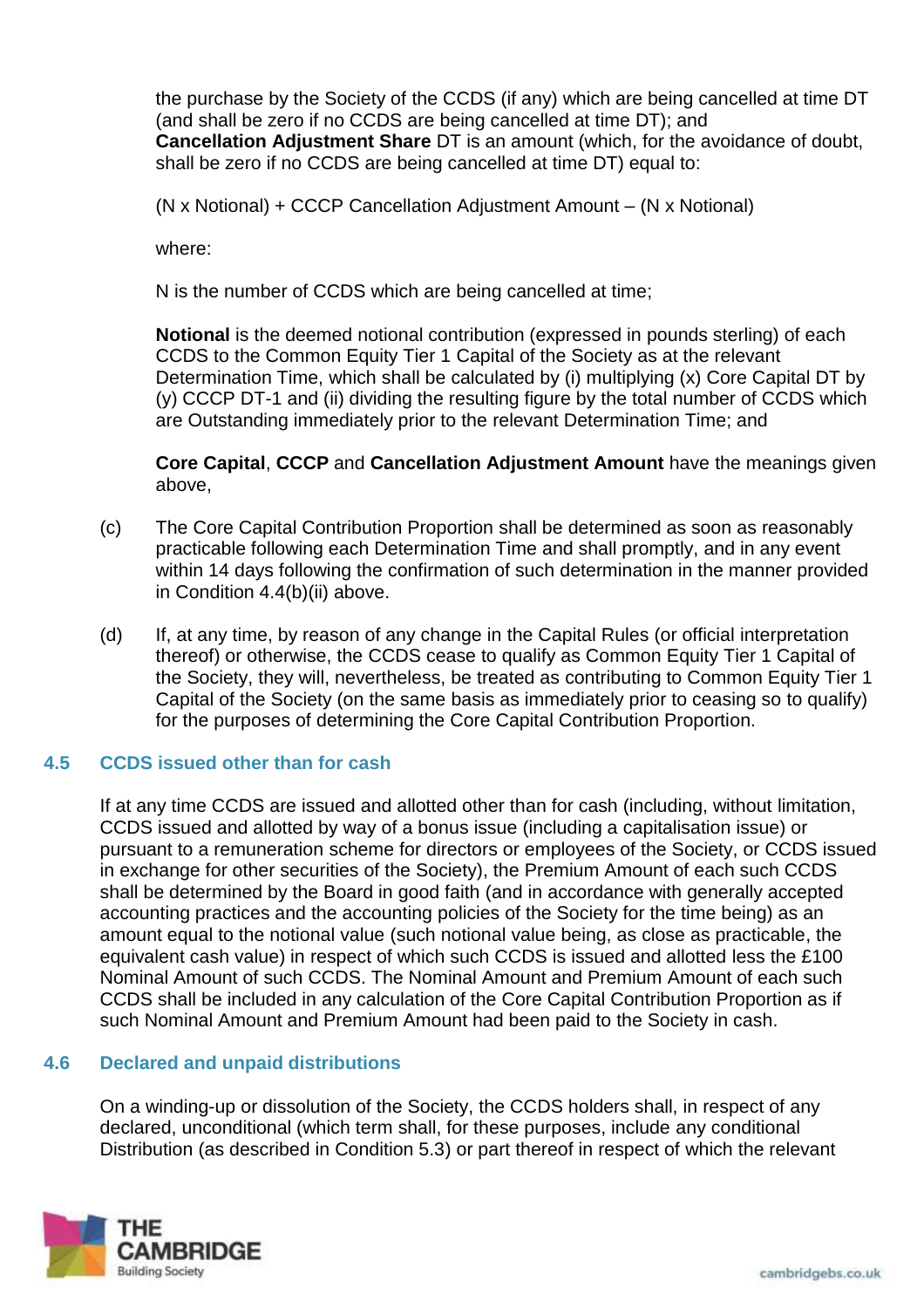the purchase by the Society of the CCDS (if any) which are being cancelled at time DT (and shall be zero if no CCDS are being cancelled at time DT); and
**Cancellation Adjustment Share** DT is an amount (which, for the avoidance of doubt, shall be zero if no CCDS are being cancelled at time DT) equal to:

(N x Notional) + CCCP Cancellation Adjustment Amount – (N x Notional)

where:

N is the number of CCDS which are being cancelled at time;

**Notional** is the deemed notional contribution (expressed in pounds sterling) of each CCDS to the Common Equity Tier 1 Capital of the Society as at the relevant Determination Time, which shall be calculated by (i) multiplying (x) Core Capital DT by (y) CCCP DT-1 and (ii) dividing the resulting figure by the total number of CCDS which are Outstanding immediately prior to the relevant Determination Time; and

**Core Capital**, **CCCP** and **Cancellation Adjustment Amount** have the meanings given above,

(c) The Core Capital Contribution Proportion shall be determined as soon as reasonably practicable following each Determination Time and shall promptly, and in any event within 14 days following the confirmation of such determination in the manner provided in Condition 4.4(b)(ii) above.

(d) If, at any time, by reason of any change in the Capital Rules (or official interpretation thereof) or otherwise, the CCDS cease to qualify as Common Equity Tier 1 Capital of the Society, they will, nevertheless, be treated as contributing to Common Equity Tier 1 Capital of the Society (on the same basis as immediately prior to ceasing so to qualify) for the purposes of determining the Core Capital Contribution Proportion.

### 4.5 CCDS issued other than for cash

If at any time CCDS are issued and allotted other than for cash (including, without limitation, CCDS issued and allotted by way of a bonus issue (including a capitalisation issue) or pursuant to a remuneration scheme for directors or employees of the Society, or CCDS issued in exchange for other securities of the Society), the Premium Amount of each such CCDS shall be determined by the Board in good faith (and in accordance with generally accepted accounting practices and the accounting policies of the Society for the time being) as an amount equal to the notional value (such notional value being, as close as practicable, the equivalent cash value) in respect of which such CCDS is issued and allotted less the £100 Nominal Amount of such CCDS. The Nominal Amount and Premium Amount of each such CCDS shall be included in any calculation of the Core Capital Contribution Proportion as if such Nominal Amount and Premium Amount had been paid to the Society in cash.

### 4.6 Declared and unpaid distributions

On a winding-up or dissolution of the Society, the CCDS holders shall, in respect of any declared, unconditional (which term shall, for these purposes, include any conditional Distribution (as described in Condition 5.3) or part thereof in respect of which the relevant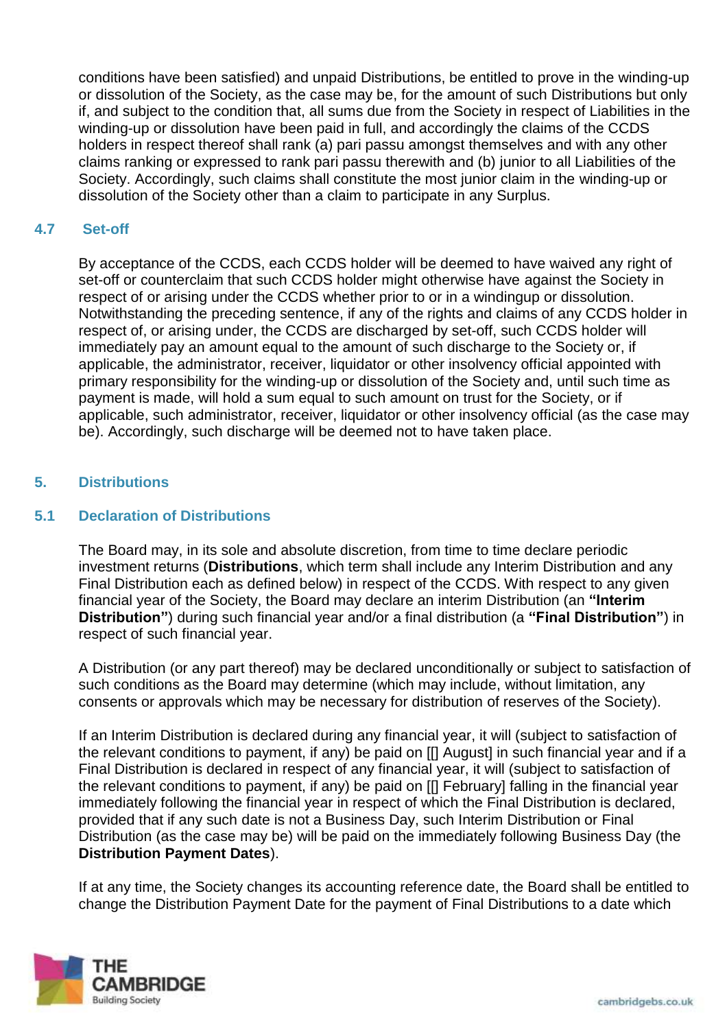conditions have been satisfied) and unpaid Distributions, be entitled to prove in the winding-up or dissolution of the Society, as the case may be, for the amount of such Distributions but only if, and subject to the condition that, all sums due from the Society in respect of Liabilities in the winding-up or dissolution have been paid in full, and accordingly the claims of the CCDS holders in respect thereof shall rank (a) pari passu amongst themselves and with any other claims ranking or expressed to rank pari passu therewith and (b) junior to all Liabilities of the Society. Accordingly, such claims shall constitute the most junior claim in the winding-up or dissolution of the Society other than a claim to participate in any Surplus.

### 4.7 Set-off

By acceptance of the CCDS, each CCDS holder will be deemed to have waived any right of set-off or counterclaim that such CCDS holder might otherwise have against the Society in respect of or arising under the CCDS whether prior to or in a windingup or dissolution. Notwithstanding the preceding sentence, if any of the rights and claims of any CCDS holder in respect of, or arising under, the CCDS are discharged by set-off, such CCDS holder will immediately pay an amount equal to the amount of such discharge to the Society or, if applicable, the administrator, receiver, liquidator or other insolvency official appointed with primary responsibility for the winding-up or dissolution of the Society and, until such time as payment is made, will hold a sum equal to such amount on trust for the Society, or if applicable, such administrator, receiver, liquidator or other insolvency official (as the case may be). Accordingly, such discharge will be deemed not to have taken place.

## 5. Distributions

### 5.1 Declaration of Distributions

The Board may, in its sole and absolute discretion, from time to time declare periodic investment returns (**Distributions**, which term shall include any Interim Distribution and any Final Distribution each as defined below) in respect of the CCDS. With respect to any given financial year of the Society, the Board may declare an interim Distribution (an **"Interim Distribution"**) during such financial year and/or a final distribution (a **"Final Distribution"**) in respect of such financial year.

A Distribution (or any part thereof) may be declared unconditionally or subject to satisfaction of such conditions as the Board may determine (which may include, without limitation, any consents or approvals which may be necessary for distribution of reserves of the Society).

If an Interim Distribution is declared during any financial year, it will (subject to satisfaction of the relevant conditions to payment, if any) be paid on [[] August] in such financial year and if a Final Distribution is declared in respect of any financial year, it will (subject to satisfaction of the relevant conditions to payment, if any) be paid on [[] February] falling in the financial year immediately following the financial year in respect of which the Final Distribution is declared, provided that if any such date is not a Business Day, such Interim Distribution or Final Distribution (as the case may be) will be paid on the immediately following Business Day (the **Distribution Payment Dates**).

If at any time, the Society changes its accounting reference date, the Board shall be entitled to change the Distribution Payment Date for the payment of Final Distributions to a date which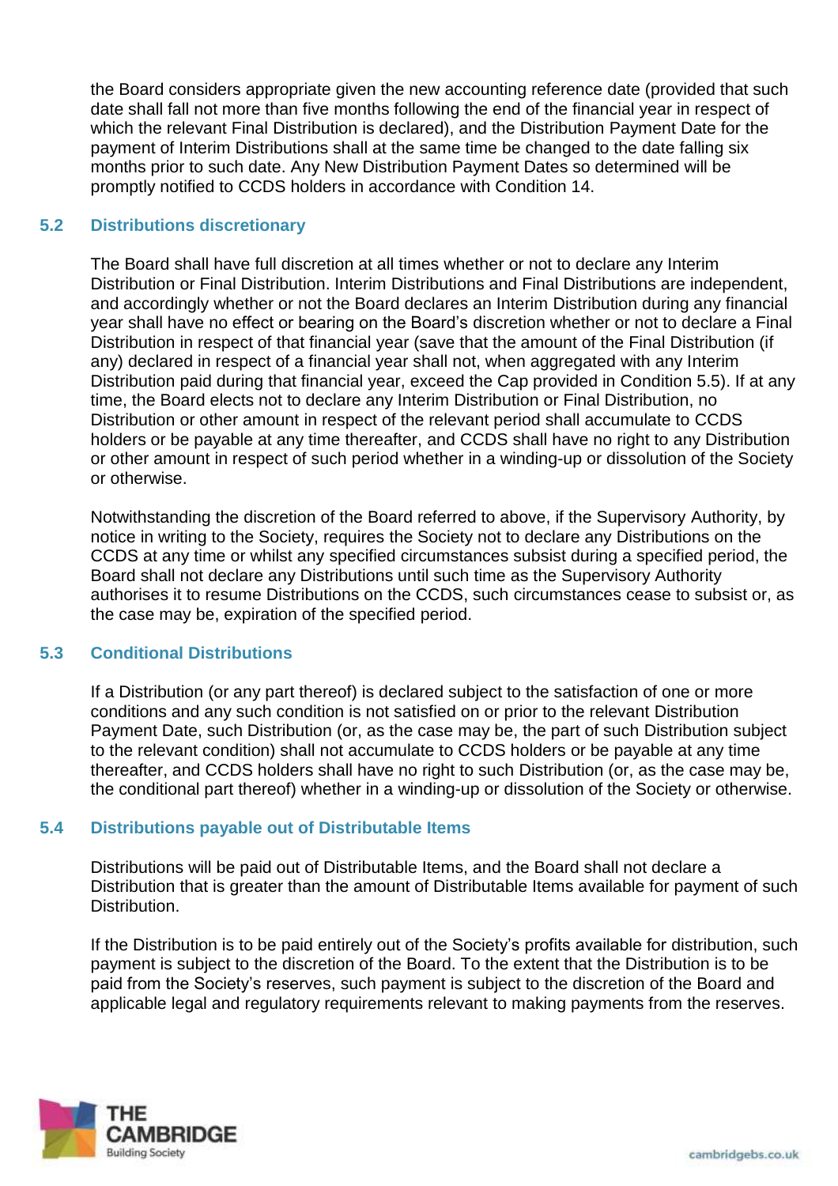the Board considers appropriate given the new accounting reference date (provided that such date shall fall not more than five months following the end of the financial year in respect of which the relevant Final Distribution is declared), and the Distribution Payment Date for the payment of Interim Distributions shall at the same time be changed to the date falling six months prior to such date. Any New Distribution Payment Dates so determined will be promptly notified to CCDS holders in accordance with Condition 14.

### 5.2 Distributions discretionary

The Board shall have full discretion at all times whether or not to declare any Interim Distribution or Final Distribution. Interim Distributions and Final Distributions are independent, and accordingly whether or not the Board declares an Interim Distribution during any financial year shall have no effect or bearing on the Board's discretion whether or not to declare a Final Distribution in respect of that financial year (save that the amount of the Final Distribution (if any) declared in respect of a financial year shall not, when aggregated with any Interim Distribution paid during that financial year, exceed the Cap provided in Condition 5.5). If at any time, the Board elects not to declare any Interim Distribution or Final Distribution, no Distribution or other amount in respect of the relevant period shall accumulate to CCDS holders or be payable at any time thereafter, and CCDS shall have no right to any Distribution or other amount in respect of such period whether in a winding-up or dissolution of the Society or otherwise.

Notwithstanding the discretion of the Board referred to above, if the Supervisory Authority, by notice in writing to the Society, requires the Society not to declare any Distributions on the CCDS at any time or whilst any specified circumstances subsist during a specified period, the Board shall not declare any Distributions until such time as the Supervisory Authority authorises it to resume Distributions on the CCDS, such circumstances cease to subsist or, as the case may be, expiration of the specified period.

### 5.3 Conditional Distributions

If a Distribution (or any part thereof) is declared subject to the satisfaction of one or more conditions and any such condition is not satisfied on or prior to the relevant Distribution Payment Date, such Distribution (or, as the case may be, the part of such Distribution subject to the relevant condition) shall not accumulate to CCDS holders or be payable at any time thereafter, and CCDS holders shall have no right to such Distribution (or, as the case may be, the conditional part thereof) whether in a winding-up or dissolution of the Society or otherwise.

### 5.4 Distributions payable out of Distributable Items

Distributions will be paid out of Distributable Items, and the Board shall not declare a Distribution that is greater than the amount of Distributable Items available for payment of such Distribution.

If the Distribution is to be paid entirely out of the Society's profits available for distribution, such payment is subject to the discretion of the Board. To the extent that the Distribution is to be paid from the Society's reserves, such payment is subject to the discretion of the Board and applicable legal and regulatory requirements relevant to making payments from the reserves.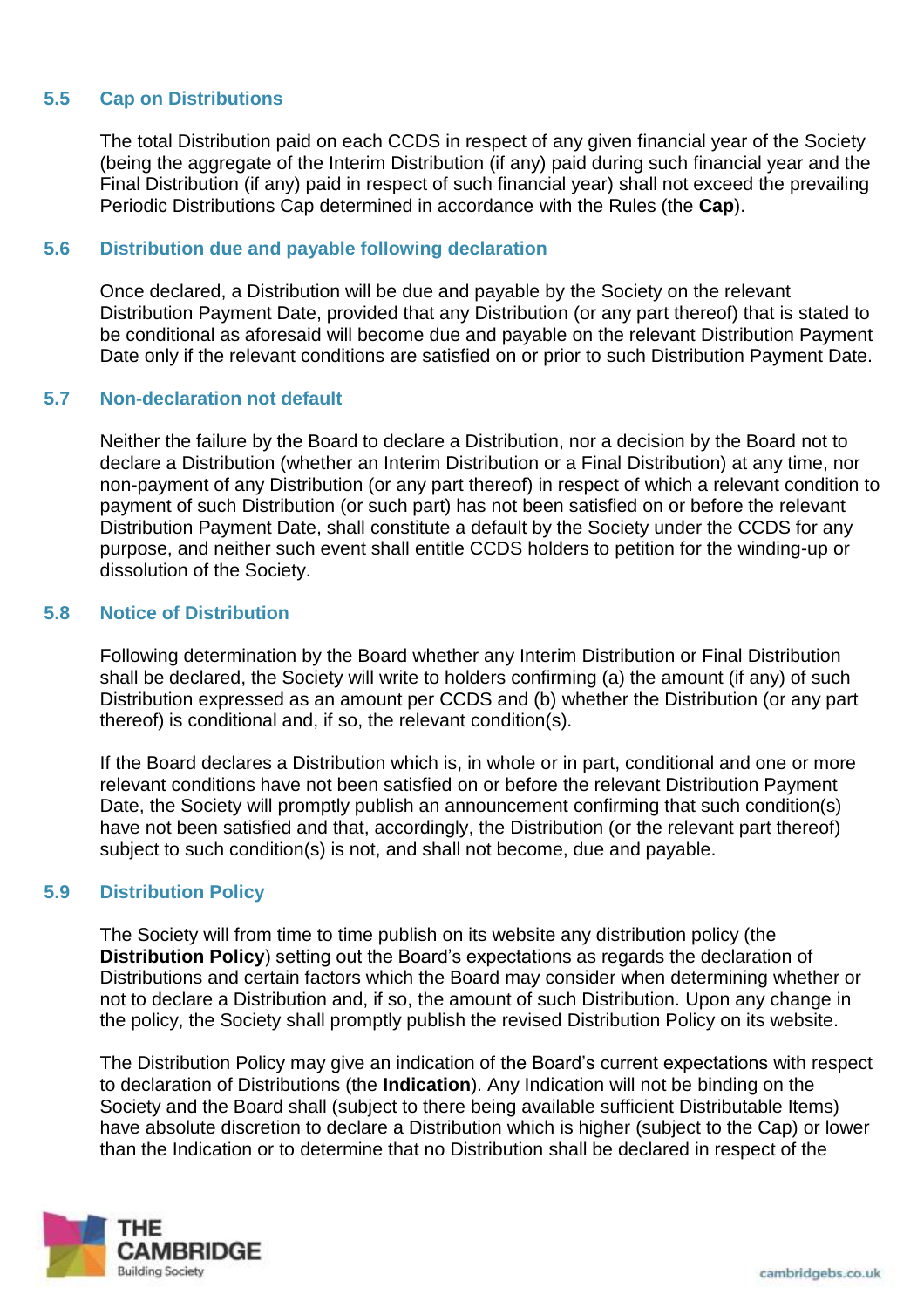### 5.5 Cap on Distributions

The total Distribution paid on each CCDS in respect of any given financial year of the Society (being the aggregate of the Interim Distribution (if any) paid during such financial year and the Final Distribution (if any) paid in respect of such financial year) shall not exceed the prevailing Periodic Distributions Cap determined in accordance with the Rules (the **Cap**).

### 5.6 Distribution due and payable following declaration

Once declared, a Distribution will be due and payable by the Society on the relevant Distribution Payment Date, provided that any Distribution (or any part thereof) that is stated to be conditional as aforesaid will become due and payable on the relevant Distribution Payment Date only if the relevant conditions are satisfied on or prior to such Distribution Payment Date.

### 5.7 Non-declaration not default

Neither the failure by the Board to declare a Distribution, nor a decision by the Board not to declare a Distribution (whether an Interim Distribution or a Final Distribution) at any time, nor non-payment of any Distribution (or any part thereof) in respect of which a relevant condition to payment of such Distribution (or such part) has not been satisfied on or before the relevant Distribution Payment Date, shall constitute a default by the Society under the CCDS for any purpose, and neither such event shall entitle CCDS holders to petition for the winding-up or dissolution of the Society.

### 5.8 Notice of Distribution

Following determination by the Board whether any Interim Distribution or Final Distribution shall be declared, the Society will write to holders confirming (a) the amount (if any) of such Distribution expressed as an amount per CCDS and (b) whether the Distribution (or any part thereof) is conditional and, if so, the relevant condition(s).

If the Board declares a Distribution which is, in whole or in part, conditional and one or more relevant conditions have not been satisfied on or before the relevant Distribution Payment Date, the Society will promptly publish an announcement confirming that such condition(s) have not been satisfied and that, accordingly, the Distribution (or the relevant part thereof) subject to such condition(s) is not, and shall not become, due and payable.

### 5.9 Distribution Policy

The Society will from time to time publish on its website any distribution policy (the **Distribution Policy**) setting out the Board's expectations as regards the declaration of Distributions and certain factors which the Board may consider when determining whether or not to declare a Distribution and, if so, the amount of such Distribution. Upon any change in the policy, the Society shall promptly publish the revised Distribution Policy on its website.

The Distribution Policy may give an indication of the Board's current expectations with respect to declaration of Distributions (the **Indication**). Any Indication will not be binding on the Society and the Board shall (subject to there being available sufficient Distributable Items) have absolute discretion to declare a Distribution which is higher (subject to the Cap) or lower than the Indication or to determine that no Distribution shall be declared in respect of the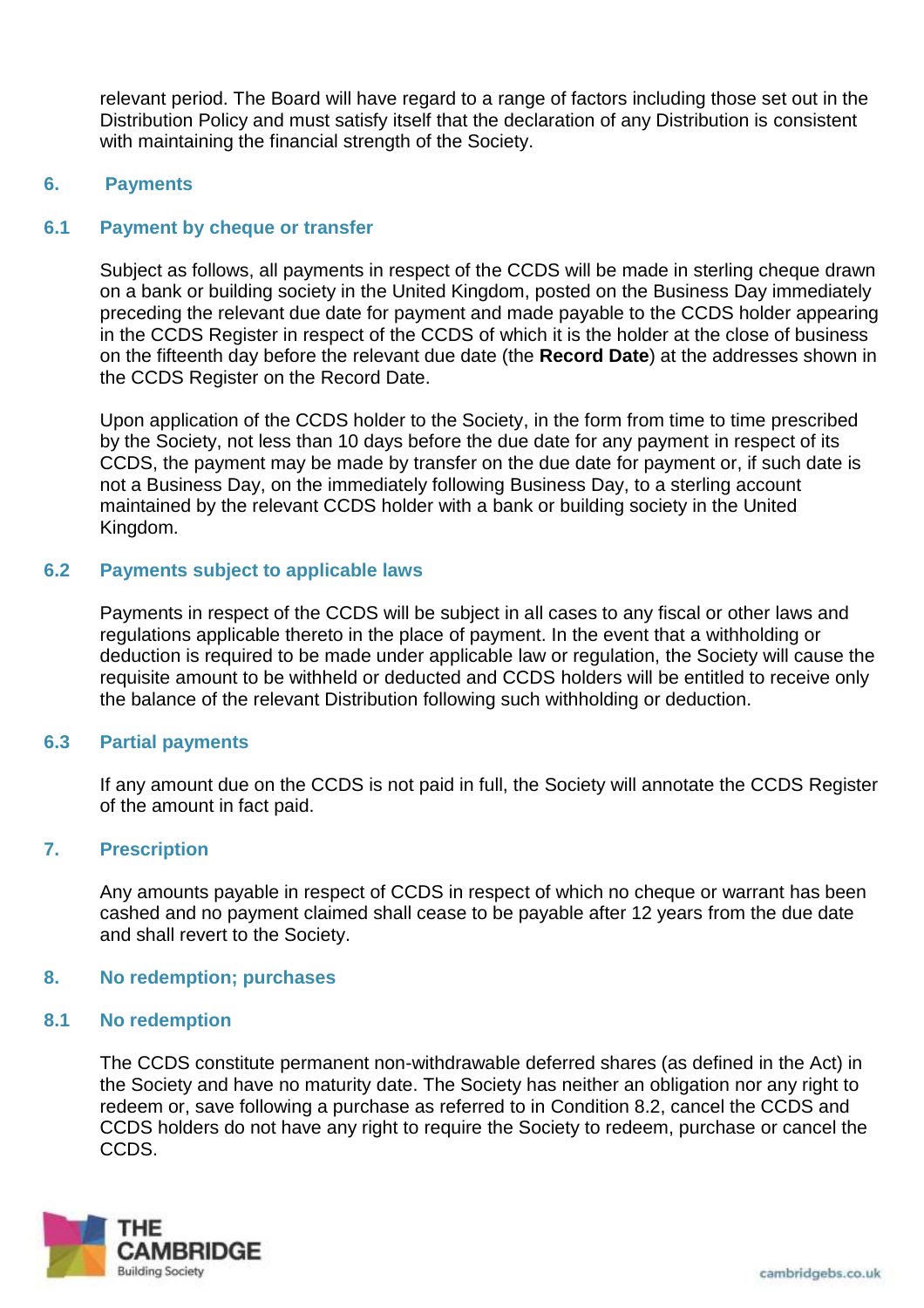relevant period. The Board will have regard to a range of factors including those set out in the Distribution Policy and must satisfy itself that the declaration of any Distribution is consistent with maintaining the financial strength of the Society.

## 6. Payments

### 6.1 Payment by cheque or transfer

Subject as follows, all payments in respect of the CCDS will be made in sterling cheque drawn on a bank or building society in the United Kingdom, posted on the Business Day immediately preceding the relevant due date for payment and made payable to the CCDS holder appearing in the CCDS Register in respect of the CCDS of which it is the holder at the close of business on the fifteenth day before the relevant due date (the **Record Date**) at the addresses shown in the CCDS Register on the Record Date.

Upon application of the CCDS holder to the Society, in the form from time to time prescribed by the Society, not less than 10 days before the due date for any payment in respect of its CCDS, the payment may be made by transfer on the due date for payment or, if such date is not a Business Day, on the immediately following Business Day, to a sterling account maintained by the relevant CCDS holder with a bank or building society in the United Kingdom.

### 6.2 Payments subject to applicable laws

Payments in respect of the CCDS will be subject in all cases to any fiscal or other laws and regulations applicable thereto in the place of payment. In the event that a withholding or deduction is required to be made under applicable law or regulation, the Society will cause the requisite amount to be withheld or deducted and CCDS holders will be entitled to receive only the balance of the relevant Distribution following such withholding or deduction.

### 6.3 Partial payments

If any amount due on the CCDS is not paid in full, the Society will annotate the CCDS Register of the amount in fact paid.

## 7. Prescription

Any amounts payable in respect of CCDS in respect of which no cheque or warrant has been cashed and no payment claimed shall cease to be payable after 12 years from the due date and shall revert to the Society.

## 8. No redemption; purchases

### 8.1 No redemption

The CCDS constitute permanent non-withdrawable deferred shares (as defined in the Act) in the Society and have no maturity date. The Society has neither an obligation nor any right to redeem or, save following a purchase as referred to in Condition 8.2, cancel the CCDS and CCDS holders do not have any right to require the Society to redeem, purchase or cancel the CCDS.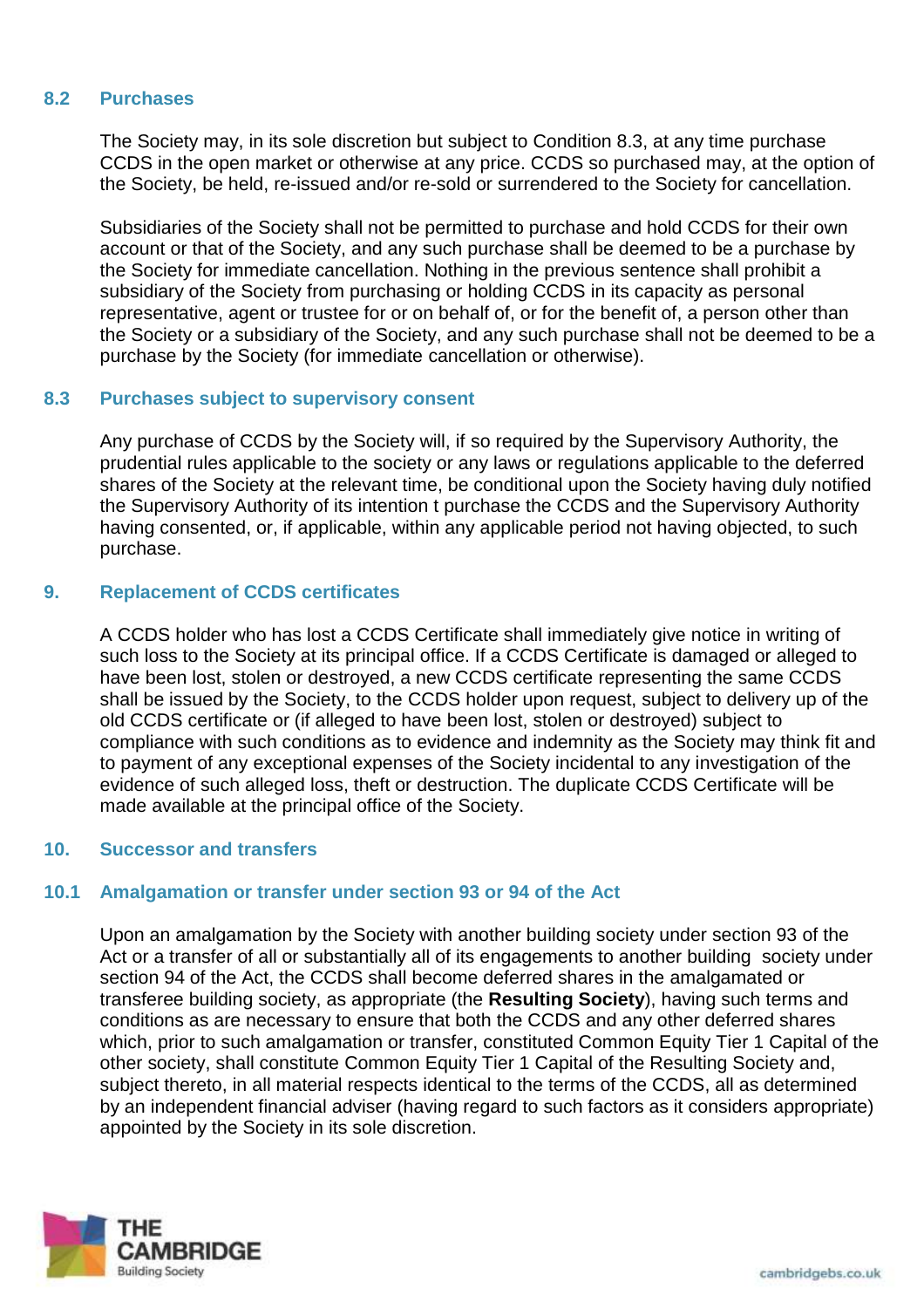### 8.2 Purchases

The Society may, in its sole discretion but subject to Condition 8.3, at any time purchase CCDS in the open market or otherwise at any price. CCDS so purchased may, at the option of the Society, be held, re-issued and/or re-sold or surrendered to the Society for cancellation.

Subsidiaries of the Society shall not be permitted to purchase and hold CCDS for their own account or that of the Society, and any such purchase shall be deemed to be a purchase by the Society for immediate cancellation. Nothing in the previous sentence shall prohibit a subsidiary of the Society from purchasing or holding CCDS in its capacity as personal representative, agent or trustee for or on behalf of, or for the benefit of, a person other than the Society or a subsidiary of the Society, and any such purchase shall not be deemed to be a purchase by the Society (for immediate cancellation or otherwise).

### 8.3 Purchases subject to supervisory consent

Any purchase of CCDS by the Society will, if so required by the Supervisory Authority, the prudential rules applicable to the society or any laws or regulations applicable to the deferred shares of the Society at the relevant time, be conditional upon the Society having duly notified the Supervisory Authority of its intention t purchase the CCDS and the Supervisory Authority having consented, or, if applicable, within any applicable period not having objected, to such purchase.

## 9. Replacement of CCDS certificates

A CCDS holder who has lost a CCDS Certificate shall immediately give notice in writing of such loss to the Society at its principal office. If a CCDS Certificate is damaged or alleged to have been lost, stolen or destroyed, a new CCDS certificate representing the same CCDS shall be issued by the Society, to the CCDS holder upon request, subject to delivery up of the old CCDS certificate or (if alleged to have been lost, stolen or destroyed) subject to compliance with such conditions as to evidence and indemnity as the Society may think fit and to payment of any exceptional expenses of the Society incidental to any investigation of the evidence of such alleged loss, theft or destruction. The duplicate CCDS Certificate will be made available at the principal office of the Society.

## 10. Successor and transfers

### 10.1 Amalgamation or transfer under section 93 or 94 of the Act

Upon an amalgamation by the Society with another building society under section 93 of the Act or a transfer of all or substantially all of its engagements to another building society under section 94 of the Act, the CCDS shall become deferred shares in the amalgamated or transferee building society, as appropriate (the **Resulting Society**), having such terms and conditions as are necessary to ensure that both the CCDS and any other deferred shares which, prior to such amalgamation or transfer, constituted Common Equity Tier 1 Capital of the other society, shall constitute Common Equity Tier 1 Capital of the Resulting Society and, subject thereto, in all material respects identical to the terms of the CCDS, all as determined by an independent financial adviser (having regard to such factors as it considers appropriate) appointed by the Society in its sole discretion.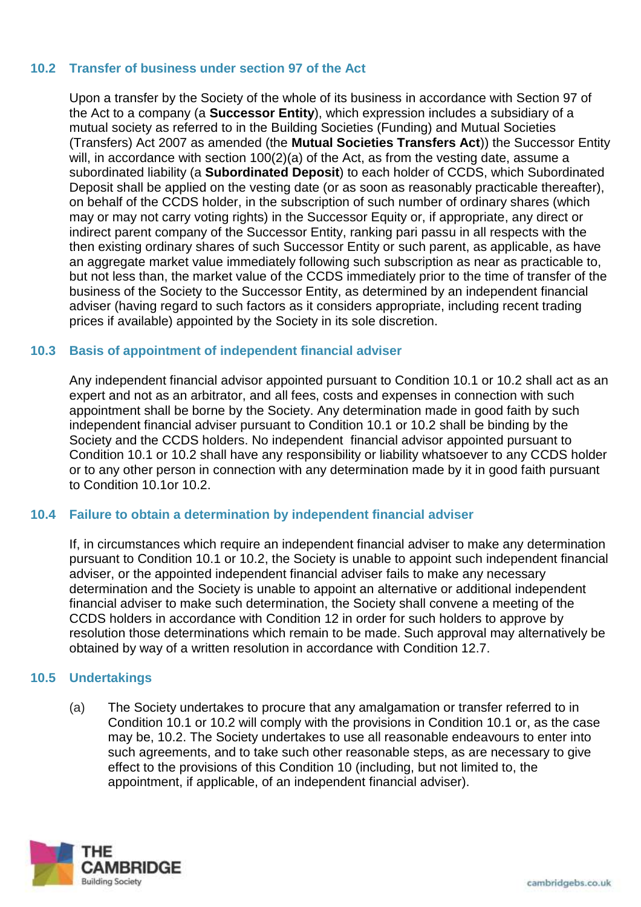### 10.2 Transfer of business under section 97 of the Act

Upon a transfer by the Society of the whole of its business in accordance with Section 97 of the Act to a company (a **Successor Entity**), which expression includes a subsidiary of a mutual society as referred to in the Building Societies (Funding) and Mutual Societies (Transfers) Act 2007 as amended (the **Mutual Societies Transfers Act**)) the Successor Entity will, in accordance with section 100(2)(a) of the Act, as from the vesting date, assume a subordinated liability (a **Subordinated Deposit**) to each holder of CCDS, which Subordinated Deposit shall be applied on the vesting date (or as soon as reasonably practicable thereafter), on behalf of the CCDS holder, in the subscription of such number of ordinary shares (which may or may not carry voting rights) in the Successor Equity or, if appropriate, any direct or indirect parent company of the Successor Entity, ranking pari passu in all respects with the then existing ordinary shares of such Successor Entity or such parent, as applicable, as have an aggregate market value immediately following such subscription as near as practicable to, but not less than, the market value of the CCDS immediately prior to the time of transfer of the business of the Society to the Successor Entity, as determined by an independent financial adviser (having regard to such factors as it considers appropriate, including recent trading prices if available) appointed by the Society in its sole discretion.

### 10.3 Basis of appointment of independent financial adviser

Any independent financial advisor appointed pursuant to Condition 10.1 or 10.2 shall act as an expert and not as an arbitrator, and all fees, costs and expenses in connection with such appointment shall be borne by the Society. Any determination made in good faith by such independent financial adviser pursuant to Condition 10.1 or 10.2 shall be binding by the Society and the CCDS holders. No independent financial advisor appointed pursuant to Condition 10.1 or 10.2 shall have any responsibility or liability whatsoever to any CCDS holder or to any other person in connection with any determination made by it in good faith pursuant to Condition 10.1or 10.2.

### 10.4 Failure to obtain a determination by independent financial adviser

If, in circumstances which require an independent financial adviser to make any determination pursuant to Condition 10.1 or 10.2, the Society is unable to appoint such independent financial adviser, or the appointed independent financial adviser fails to make any necessary determination and the Society is unable to appoint an alternative or additional independent financial adviser to make such determination, the Society shall convene a meeting of the CCDS holders in accordance with Condition 12 in order for such holders to approve by resolution those determinations which remain to be made. Such approval may alternatively be obtained by way of a written resolution in accordance with Condition 12.7.

### 10.5 Undertakings

(a) The Society undertakes to procure that any amalgamation or transfer referred to in Condition 10.1 or 10.2 will comply with the provisions in Condition 10.1 or, as the case may be, 10.2. The Society undertakes to use all reasonable endeavours to enter into such agreements, and to take such other reasonable steps, as are necessary to give effect to the provisions of this Condition 10 (including, but not limited to, the appointment, if applicable, of an independent financial adviser).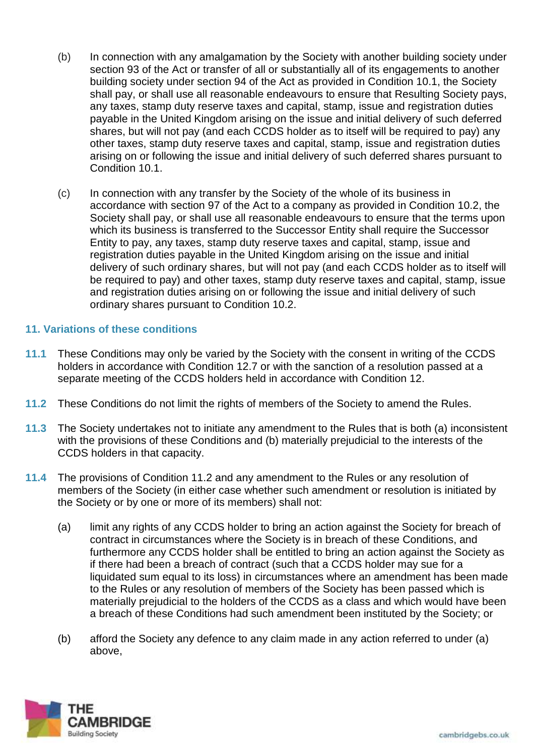(b) In connection with any amalgamation by the Society with another building society under section 93 of the Act or transfer of all or substantially all of its engagements to another building society under section 94 of the Act as provided in Condition 10.1, the Society shall pay, or shall use all reasonable endeavours to ensure that Resulting Society pays, any taxes, stamp duty reserve taxes and capital, stamp, issue and registration duties payable in the United Kingdom arising on the issue and initial delivery of such deferred shares, but will not pay (and each CCDS holder as to itself will be required to pay) any other taxes, stamp duty reserve taxes and capital, stamp, issue and registration duties arising on or following the issue and initial delivery of such deferred shares pursuant to Condition 10.1.

(c) In connection with any transfer by the Society of the whole of its business in accordance with section 97 of the Act to a company as provided in Condition 10.2, the Society shall pay, or shall use all reasonable endeavours to ensure that the terms upon which its business is transferred to the Successor Entity shall require the Successor Entity to pay, any taxes, stamp duty reserve taxes and capital, stamp, issue and registration duties payable in the United Kingdom arising on the issue and initial delivery of such ordinary shares, but will not pay (and each CCDS holder as to itself will be required to pay) and other taxes, stamp duty reserve taxes and capital, stamp, issue and registration duties arising on or following the issue and initial delivery of such ordinary shares pursuant to Condition 10.2.

## 11. Variations of these conditions

**11.1** These Conditions may only be varied by the Society with the consent in writing of the CCDS holders in accordance with Condition 12.7 or with the sanction of a resolution passed at a separate meeting of the CCDS holders held in accordance with Condition 12.

**11.2** These Conditions do not limit the rights of members of the Society to amend the Rules.

**11.3** The Society undertakes not to initiate any amendment to the Rules that is both (a) inconsistent with the provisions of these Conditions and (b) materially prejudicial to the interests of the CCDS holders in that capacity.

**11.4** The provisions of Condition 11.2 and any amendment to the Rules or any resolution of members of the Society (in either case whether such amendment or resolution is initiated by the Society or by one or more of its members) shall not:

(a) limit any rights of any CCDS holder to bring an action against the Society for breach of contract in circumstances where the Society is in breach of these Conditions, and furthermore any CCDS holder shall be entitled to bring an action against the Society as if there had been a breach of contract (such that a CCDS holder may sue for a liquidated sum equal to its loss) in circumstances where an amendment has been made to the Rules or any resolution of members of the Society has been passed which is materially prejudicial to the holders of the CCDS as a class and which would have been a breach of these Conditions had such amendment been instituted by the Society; or

(b) afford the Society any defence to any claim made in any action referred to under (a) above,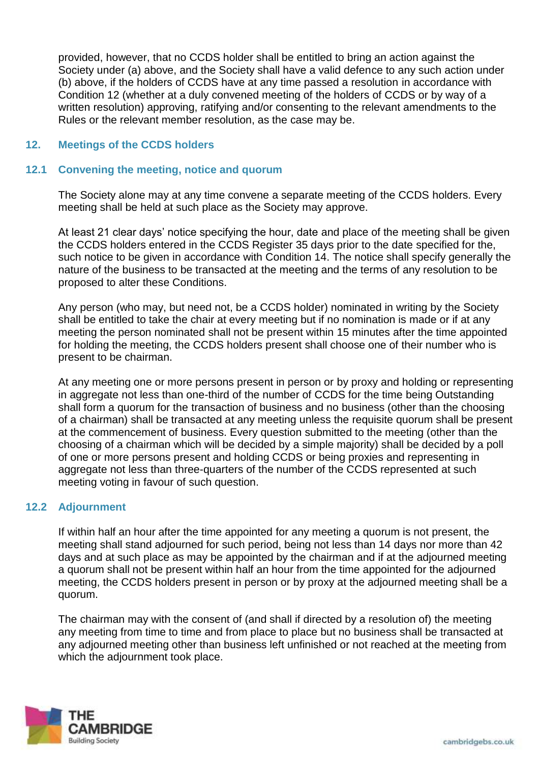provided, however, that no CCDS holder shall be entitled to bring an action against the Society under (a) above, and the Society shall have a valid defence to any such action under (b) above, if the holders of CCDS have at any time passed a resolution in accordance with Condition 12 (whether at a duly convened meeting of the holders of CCDS or by way of a written resolution) approving, ratifying and/or consenting to the relevant amendments to the Rules or the relevant member resolution, as the case may be.

## 12. Meetings of the CCDS holders

### 12.1 Convening the meeting, notice and quorum

The Society alone may at any time convene a separate meeting of the CCDS holders. Every meeting shall be held at such place as the Society may approve.

At least 21 clear days' notice specifying the hour, date and place of the meeting shall be given the CCDS holders entered in the CCDS Register 35 days prior to the date specified for the, such notice to be given in accordance with Condition 14. The notice shall specify generally the nature of the business to be transacted at the meeting and the terms of any resolution to be proposed to alter these Conditions.

Any person (who may, but need not, be a CCDS holder) nominated in writing by the Society shall be entitled to take the chair at every meeting but if no nomination is made or if at any meeting the person nominated shall not be present within 15 minutes after the time appointed for holding the meeting, the CCDS holders present shall choose one of their number who is present to be chairman.

At any meeting one or more persons present in person or by proxy and holding or representing in aggregate not less than one-third of the number of CCDS for the time being Outstanding shall form a quorum for the transaction of business and no business (other than the choosing of a chairman) shall be transacted at any meeting unless the requisite quorum shall be present at the commencement of business. Every question submitted to the meeting (other than the choosing of a chairman which will be decided by a simple majority) shall be decided by a poll of one or more persons present and holding CCDS or being proxies and representing in aggregate not less than three-quarters of the number of the CCDS represented at such meeting voting in favour of such question.

### 12.2 Adjournment

If within half an hour after the time appointed for any meeting a quorum is not present, the meeting shall stand adjourned for such period, being not less than 14 days nor more than 42 days and at such place as may be appointed by the chairman and if at the adjourned meeting a quorum shall not be present within half an hour from the time appointed for the adjourned meeting, the CCDS holders present in person or by proxy at the adjourned meeting shall be a quorum.

The chairman may with the consent of (and shall if directed by a resolution of) the meeting any meeting from time to time and from place to place but no business shall be transacted at any adjourned meeting other than business left unfinished or not reached at the meeting from which the adjournment took place.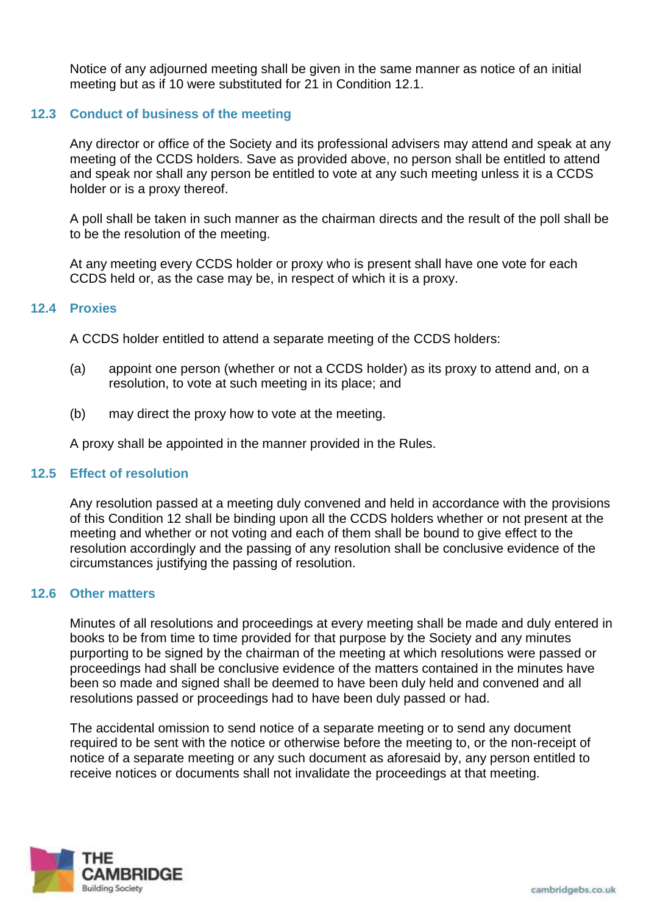Notice of any adjourned meeting shall be given in the same manner as notice of an initial meeting but as if 10 were substituted for 21 in Condition 12.1.

### 12.3 Conduct of business of the meeting

Any director or office of the Society and its professional advisers may attend and speak at any meeting of the CCDS holders. Save as provided above, no person shall be entitled to attend and speak nor shall any person be entitled to vote at any such meeting unless it is a CCDS holder or is a proxy thereof.

A poll shall be taken in such manner as the chairman directs and the result of the poll shall be to be the resolution of the meeting.

At any meeting every CCDS holder or proxy who is present shall have one vote for each CCDS held or, as the case may be, in respect of which it is a proxy.

### 12.4 Proxies

A CCDS holder entitled to attend a separate meeting of the CCDS holders:

(a) appoint one person (whether or not a CCDS holder) as its proxy to attend and, on a resolution, to vote at such meeting in its place; and

(b) may direct the proxy how to vote at the meeting.

A proxy shall be appointed in the manner provided in the Rules.

### 12.5 Effect of resolution

Any resolution passed at a meeting duly convened and held in accordance with the provisions of this Condition 12 shall be binding upon all the CCDS holders whether or not present at the meeting and whether or not voting and each of them shall be bound to give effect to the resolution accordingly and the passing of any resolution shall be conclusive evidence of the circumstances justifying the passing of resolution.

### 12.6 Other matters

Minutes of all resolutions and proceedings at every meeting shall be made and duly entered in books to be from time to time provided for that purpose by the Society and any minutes purporting to be signed by the chairman of the meeting at which resolutions were passed or proceedings had shall be conclusive evidence of the matters contained in the minutes have been so made and signed shall be deemed to have been duly held and convened and all resolutions passed or proceedings had to have been duly passed or had.

The accidental omission to send notice of a separate meeting or to send any document required to be sent with the notice or otherwise before the meeting to, or the non-receipt of notice of a separate meeting or any such document as aforesaid by, any person entitled to receive notices or documents shall not invalidate the proceedings at that meeting.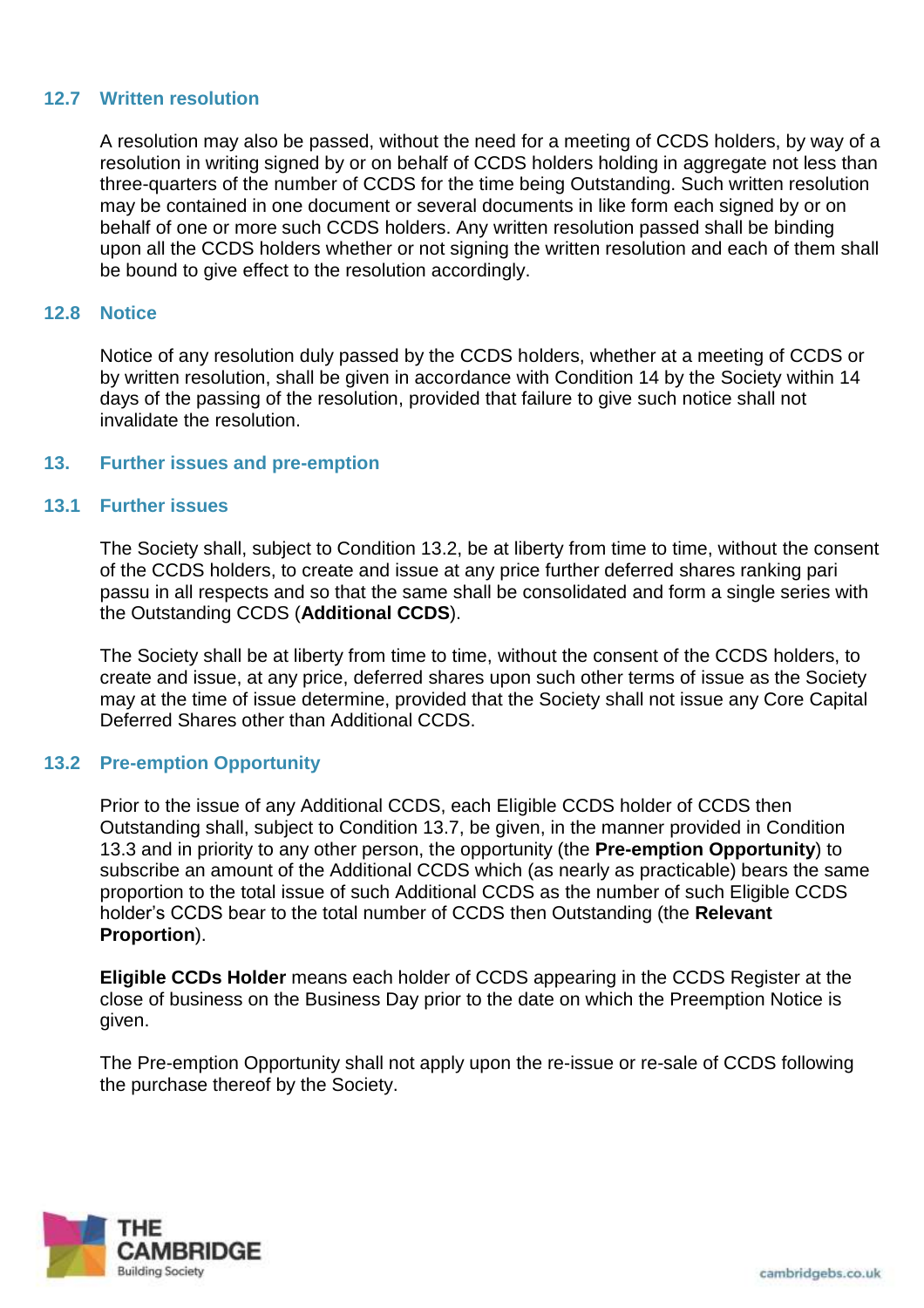### 12.7 Written resolution

A resolution may also be passed, without the need for a meeting of CCDS holders, by way of a resolution in writing signed by or on behalf of CCDS holders holding in aggregate not less than three-quarters of the number of CCDS for the time being Outstanding. Such written resolution may be contained in one document or several documents in like form each signed by or on behalf of one or more such CCDS holders. Any written resolution passed shall be binding upon all the CCDS holders whether or not signing the written resolution and each of them shall be bound to give effect to the resolution accordingly.

### 12.8 Notice

Notice of any resolution duly passed by the CCDS holders, whether at a meeting of CCDS or by written resolution, shall be given in accordance with Condition 14 by the Society within 14 days of the passing of the resolution, provided that failure to give such notice shall not invalidate the resolution.

## 13. Further issues and pre-emption

### 13.1 Further issues

The Society shall, subject to Condition 13.2, be at liberty from time to time, without the consent of the CCDS holders, to create and issue at any price further deferred shares ranking pari passu in all respects and so that the same shall be consolidated and form a single series with the Outstanding CCDS (**Additional CCDS**).

The Society shall be at liberty from time to time, without the consent of the CCDS holders, to create and issue, at any price, deferred shares upon such other terms of issue as the Society may at the time of issue determine, provided that the Society shall not issue any Core Capital Deferred Shares other than Additional CCDS.

### 13.2 Pre-emption Opportunity

Prior to the issue of any Additional CCDS, each Eligible CCDS holder of CCDS then Outstanding shall, subject to Condition 13.7, be given, in the manner provided in Condition 13.3 and in priority to any other person, the opportunity (the **Pre-emption Opportunity**) to subscribe an amount of the Additional CCDS which (as nearly as practicable) bears the same proportion to the total issue of such Additional CCDS as the number of such Eligible CCDS holder's CCDS bear to the total number of CCDS then Outstanding (the **Relevant Proportion**).

**Eligible CCDs Holder** means each holder of CCDS appearing in the CCDS Register at the close of business on the Business Day prior to the date on which the Preemption Notice is given.

The Pre-emption Opportunity shall not apply upon the re-issue or re-sale of CCDS following the purchase thereof by the Society.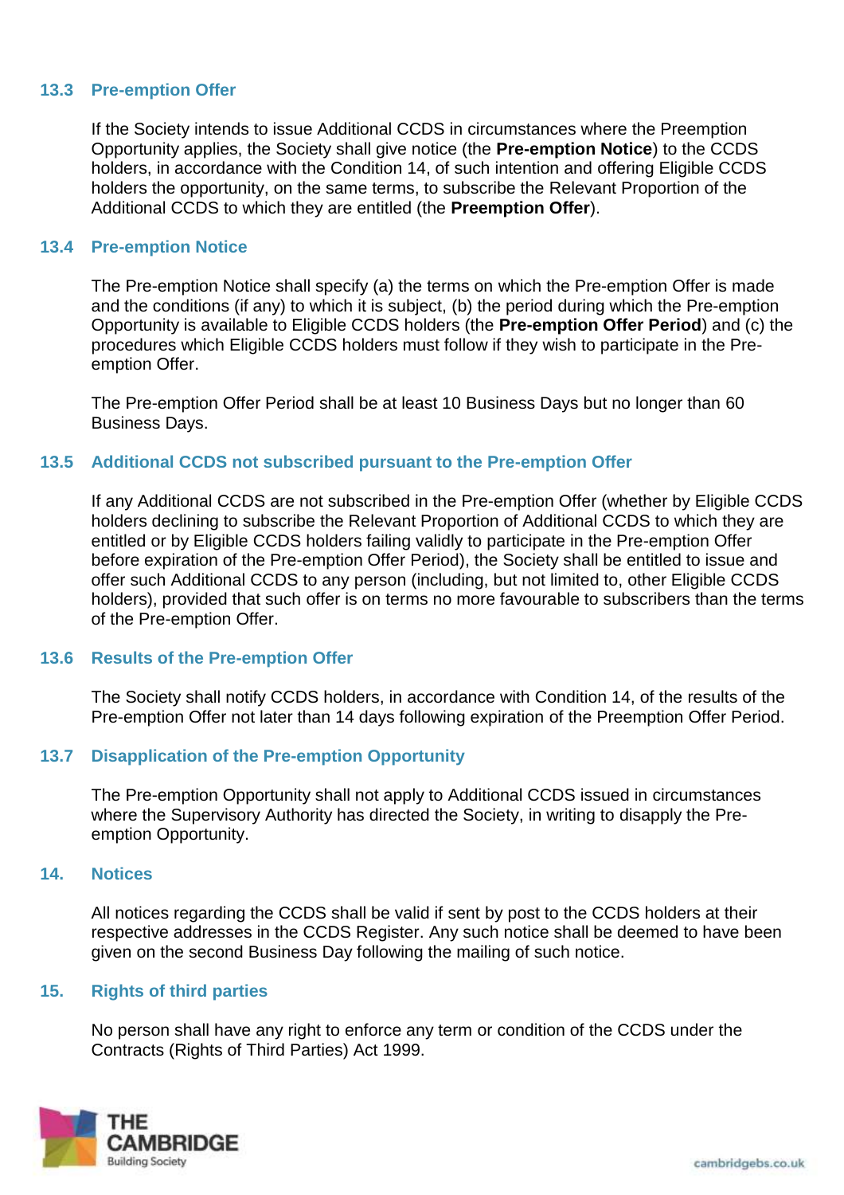### 13.3 Pre-emption Offer

If the Society intends to issue Additional CCDS in circumstances where the Preemption Opportunity applies, the Society shall give notice (the **Pre-emption Notice**) to the CCDS holders, in accordance with the Condition 14, of such intention and offering Eligible CCDS holders the opportunity, on the same terms, to subscribe the Relevant Proportion of the Additional CCDS to which they are entitled (the **Preemption Offer**).

### 13.4 Pre-emption Notice

The Pre-emption Notice shall specify (a) the terms on which the Pre-emption Offer is made and the conditions (if any) to which it is subject, (b) the period during which the Pre-emption Opportunity is available to Eligible CCDS holders (the **Pre-emption Offer Period**) and (c) the procedures which Eligible CCDS holders must follow if they wish to participate in the Pre-emption Offer.

The Pre-emption Offer Period shall be at least 10 Business Days but no longer than 60 Business Days.

### 13.5 Additional CCDS not subscribed pursuant to the Pre-emption Offer

If any Additional CCDS are not subscribed in the Pre-emption Offer (whether by Eligible CCDS holders declining to subscribe the Relevant Proportion of Additional CCDS to which they are entitled or by Eligible CCDS holders failing validly to participate in the Pre-emption Offer before expiration of the Pre-emption Offer Period), the Society shall be entitled to issue and offer such Additional CCDS to any person (including, but not limited to, other Eligible CCDS holders), provided that such offer is on terms no more favourable to subscribers than the terms of the Pre-emption Offer.

### 13.6 Results of the Pre-emption Offer

The Society shall notify CCDS holders, in accordance with Condition 14, of the results of the Pre-emption Offer not later than 14 days following expiration of the Preemption Offer Period.

### 13.7 Disapplication of the Pre-emption Opportunity

The Pre-emption Opportunity shall not apply to Additional CCDS issued in circumstances where the Supervisory Authority has directed the Society, in writing to disapply the Pre-emption Opportunity.

## 14. Notices

All notices regarding the CCDS shall be valid if sent by post to the CCDS holders at their respective addresses in the CCDS Register. Any such notice shall be deemed to have been given on the second Business Day following the mailing of such notice.

## 15. Rights of third parties

No person shall have any right to enforce any term or condition of the CCDS under the Contracts (Rights of Third Parties) Act 1999.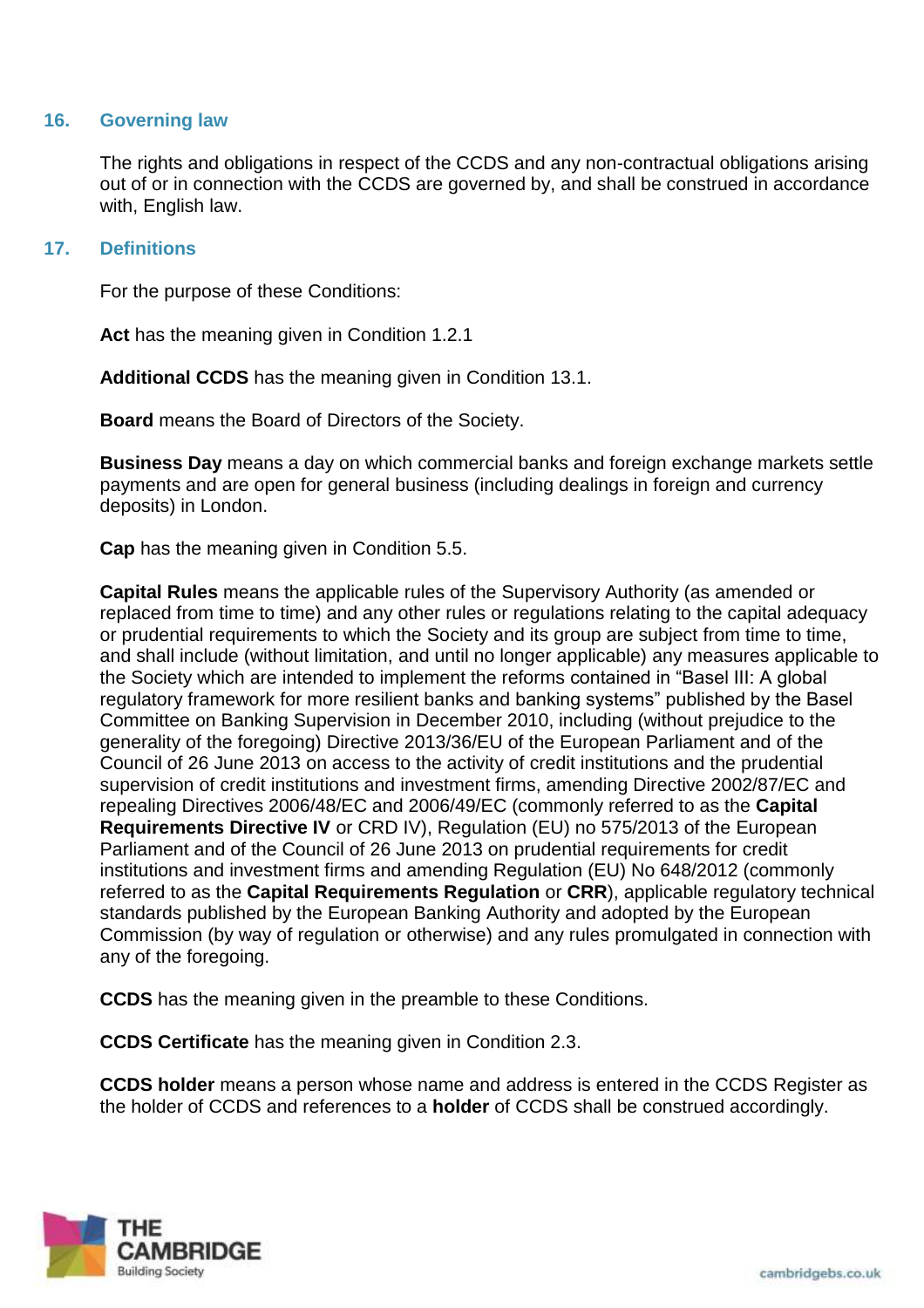## 16. Governing law

The rights and obligations in respect of the CCDS and any non-contractual obligations arising out of or in connection with the CCDS are governed by, and shall be construed in accordance with, English law.

## 17. Definitions

For the purpose of these Conditions:

**Act** has the meaning given in Condition 1.2.1

**Additional CCDS** has the meaning given in Condition 13.1.

**Board** means the Board of Directors of the Society.

**Business Day** means a day on which commercial banks and foreign exchange markets settle payments and are open for general business (including dealings in foreign and currency deposits) in London.

**Cap** has the meaning given in Condition 5.5.

**Capital Rules** means the applicable rules of the Supervisory Authority (as amended or replaced from time to time) and any other rules or regulations relating to the capital adequacy or prudential requirements to which the Society and its group are subject from time to time, and shall include (without limitation, and until no longer applicable) any measures applicable to the Society which are intended to implement the reforms contained in "Basel III: A global regulatory framework for more resilient banks and banking systems" published by the Basel Committee on Banking Supervision in December 2010, including (without prejudice to the generality of the foregoing) Directive 2013/36/EU of the European Parliament and of the Council of 26 June 2013 on access to the activity of credit institutions and the prudential supervision of credit institutions and investment firms, amending Directive 2002/87/EC and repealing Directives 2006/48/EC and 2006/49/EC (commonly referred to as the **Capital Requirements Directive IV** or CRD IV), Regulation (EU) no 575/2013 of the European Parliament and of the Council of 26 June 2013 on prudential requirements for credit institutions and investment firms and amending Regulation (EU) No 648/2012 (commonly referred to as the **Capital Requirements Regulation** or **CRR**), applicable regulatory technical standards published by the European Banking Authority and adopted by the European Commission (by way of regulation or otherwise) and any rules promulgated in connection with any of the foregoing.

**CCDS** has the meaning given in the preamble to these Conditions.

**CCDS Certificate** has the meaning given in Condition 2.3.

**CCDS holder** means a person whose name and address is entered in the CCDS Register as the holder of CCDS and references to a **holder** of CCDS shall be construed accordingly.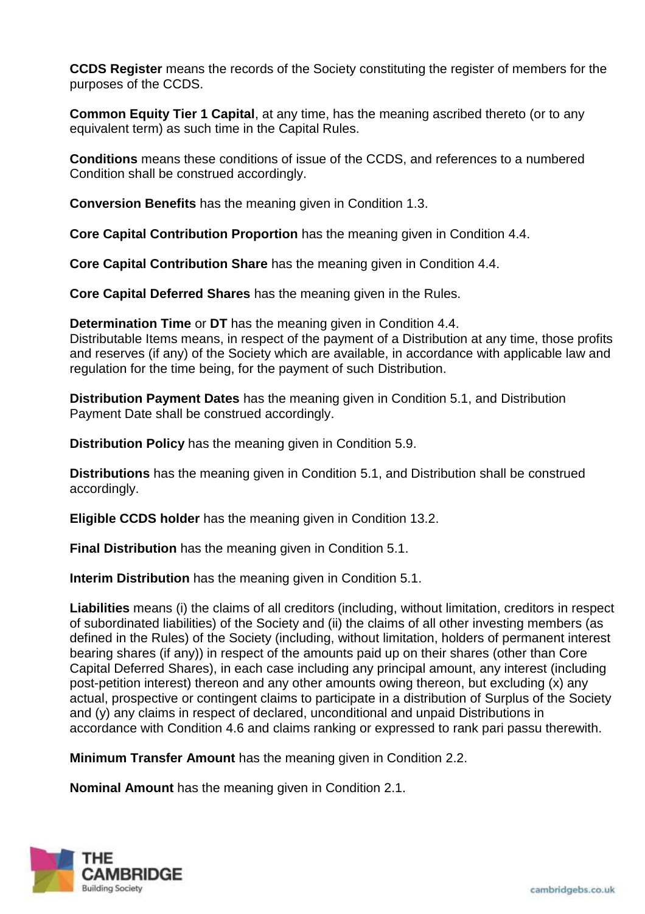**CCDS Register** means the records of the Society constituting the register of members for the purposes of the CCDS.

**Common Equity Tier 1 Capital**, at any time, has the meaning ascribed thereto (or to any equivalent term) as such time in the Capital Rules.

**Conditions** means these conditions of issue of the CCDS, and references to a numbered Condition shall be construed accordingly.

**Conversion Benefits** has the meaning given in Condition 1.3.

**Core Capital Contribution Proportion** has the meaning given in Condition 4.4.

**Core Capital Contribution Share** has the meaning given in Condition 4.4.

**Core Capital Deferred Shares** has the meaning given in the Rules.

**Determination Time** or **DT** has the meaning given in Condition 4.4.
Distributable Items means, in respect of the payment of a Distribution at any time, those profits and reserves (if any) of the Society which are available, in accordance with applicable law and regulation for the time being, for the payment of such Distribution.

**Distribution Payment Dates** has the meaning given in Condition 5.1, and Distribution Payment Date shall be construed accordingly.

**Distribution Policy** has the meaning given in Condition 5.9.

**Distributions** has the meaning given in Condition 5.1, and Distribution shall be construed accordingly.

**Eligible CCDS holder** has the meaning given in Condition 13.2.

**Final Distribution** has the meaning given in Condition 5.1.

**Interim Distribution** has the meaning given in Condition 5.1.

**Liabilities** means (i) the claims of all creditors (including, without limitation, creditors in respect of subordinated liabilities) of the Society and (ii) the claims of all other investing members (as defined in the Rules) of the Society (including, without limitation, holders of permanent interest bearing shares (if any)) in respect of the amounts paid up on their shares (other than Core Capital Deferred Shares), in each case including any principal amount, any interest (including post-petition interest) thereon and any other amounts owing thereon, but excluding (x) any actual, prospective or contingent claims to participate in a distribution of Surplus of the Society and (y) any claims in respect of declared, unconditional and unpaid Distributions in accordance with Condition 4.6 and claims ranking or expressed to rank pari passu therewith.

**Minimum Transfer Amount** has the meaning given in Condition 2.2.

**Nominal Amount** has the meaning given in Condition 2.1.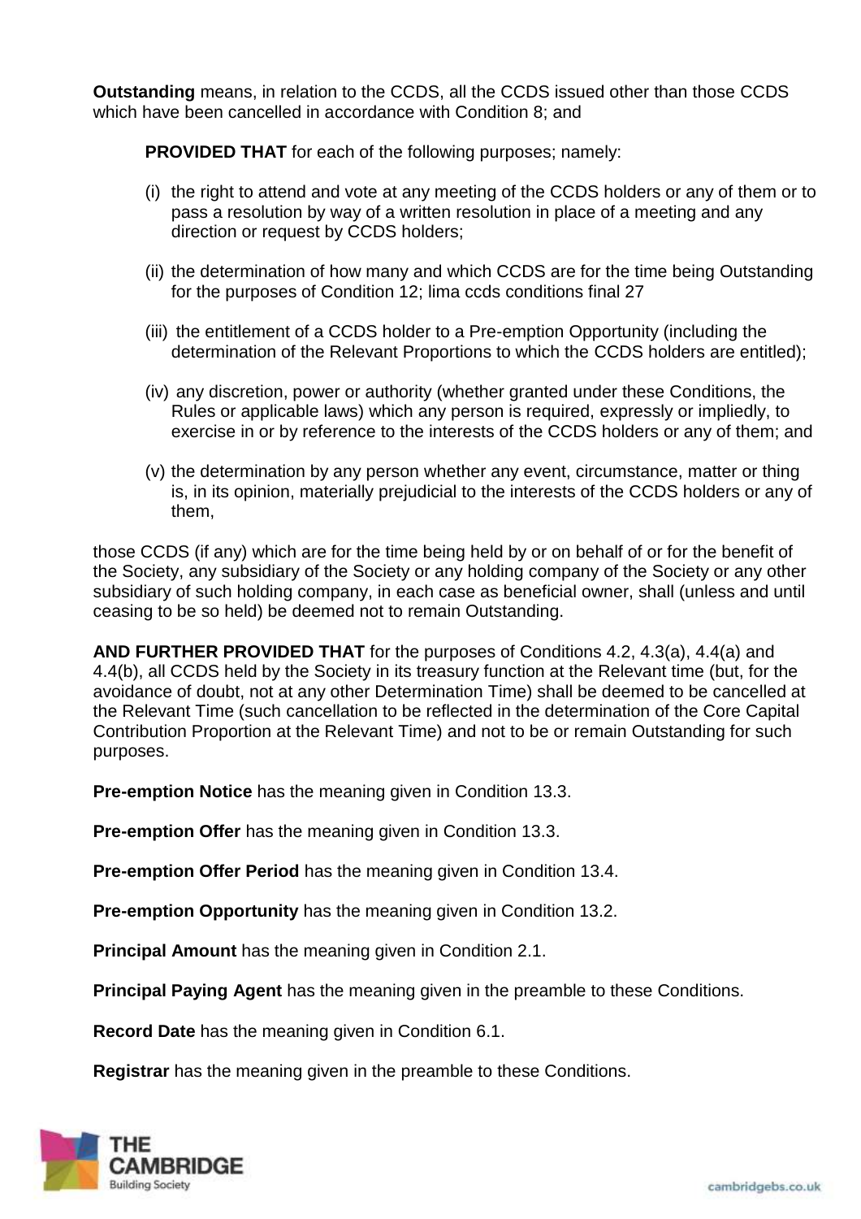**Outstanding** means, in relation to the CCDS, all the CCDS issued other than those CCDS which have been cancelled in accordance with Condition 8; and

> **PROVIDED THAT** for each of the following purposes; namely:
>
> (i) the right to attend and vote at any meeting of the CCDS holders or any of them or to pass a resolution by way of a written resolution in place of a meeting and any direction or request by CCDS holders;
>
> (ii) the determination of how many and which CCDS are for the time being Outstanding for the purposes of Condition 12; lima ccds conditions final 27
>
> (iii) the entitlement of a CCDS holder to a Pre-emption Opportunity (including the determination of the Relevant Proportions to which the CCDS holders are entitled);
>
> (iv) any discretion, power or authority (whether granted under these Conditions, the Rules or applicable laws) which any person is required, expressly or impliedly, to exercise in or by reference to the interests of the CCDS holders or any of them; and
>
> (v) the determination by any person whether any event, circumstance, matter or thing is, in its opinion, materially prejudicial to the interests of the CCDS holders or any of them,

those CCDS (if any) which are for the time being held by or on behalf of or for the benefit of the Society, any subsidiary of the Society or any holding company of the Society or any other subsidiary of such holding company, in each case as beneficial owner, shall (unless and until ceasing to be so held) be deemed not to remain Outstanding.

**AND FURTHER PROVIDED THAT** for the purposes of Conditions 4.2, 4.3(a), 4.4(a) and 4.4(b), all CCDS held by the Society in its treasury function at the Relevant time (but, for the avoidance of doubt, not at any other Determination Time) shall be deemed to be cancelled at the Relevant Time (such cancellation to be reflected in the determination of the Core Capital Contribution Proportion at the Relevant Time) and not to be or remain Outstanding for such purposes.

**Pre-emption Notice** has the meaning given in Condition 13.3.

**Pre-emption Offer** has the meaning given in Condition 13.3.

**Pre-emption Offer Period** has the meaning given in Condition 13.4.

**Pre-emption Opportunity** has the meaning given in Condition 13.2.

**Principal Amount** has the meaning given in Condition 2.1.

**Principal Paying Agent** has the meaning given in the preamble to these Conditions.

**Record Date** has the meaning given in Condition 6.1.

**Registrar** has the meaning given in the preamble to these Conditions.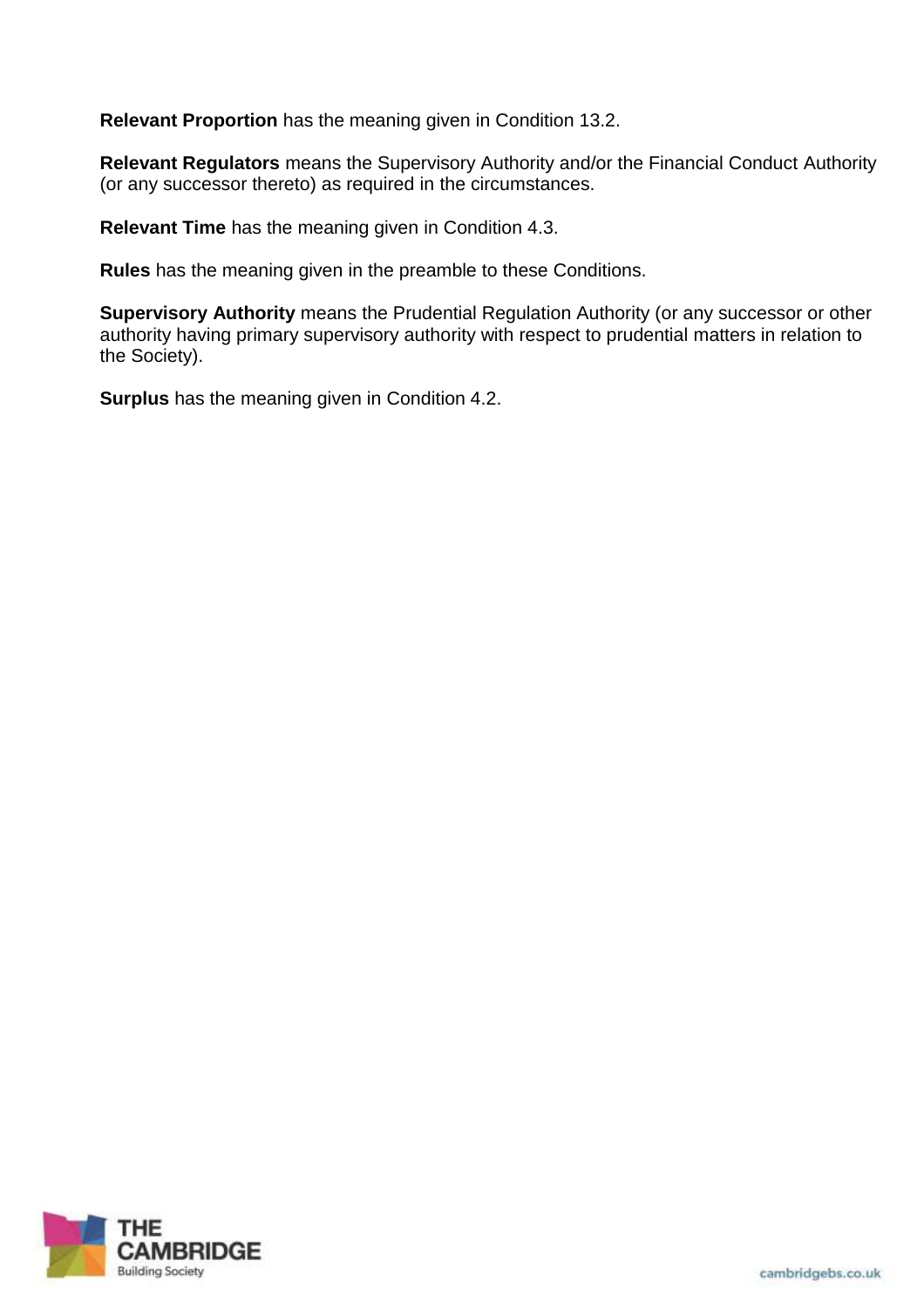**Relevant Proportion** has the meaning given in Condition 13.2.

**Relevant Regulators** means the Supervisory Authority and/or the Financial Conduct Authority (or any successor thereto) as required in the circumstances.

**Relevant Time** has the meaning given in Condition 4.3.

**Rules** has the meaning given in the preamble to these Conditions.

**Supervisory Authority** means the Prudential Regulation Authority (or any successor or other authority having primary supervisory authority with respect to prudential matters in relation to the Society).

**Surplus** has the meaning given in Condition 4.2.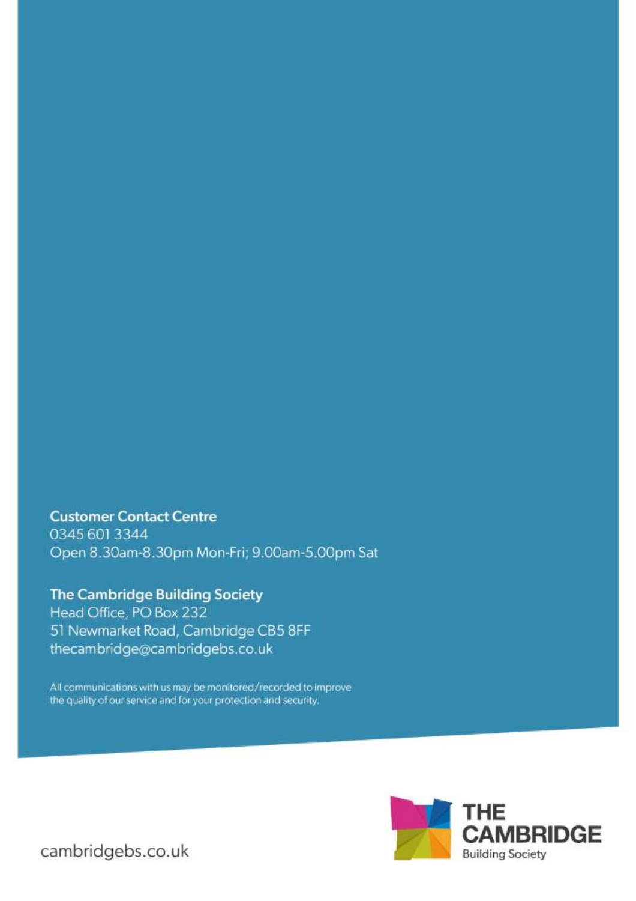**Customer Contact Centre**
0345 601 3344
Open 8.30am-8.30pm Mon-Fri; 9.00am-5.00pm Sat

**The Cambridge Building Society**
Head Office, PO Box 232
51 Newmarket Road, Cambridge CB5 8FF
thecambridge@cambridgebs.co.uk

All communications with us may be monitored/recorded to improve the quality of our service and for your protection and security.

cambridgebs.co.uk

THE CAMBRIDGE
Building Society